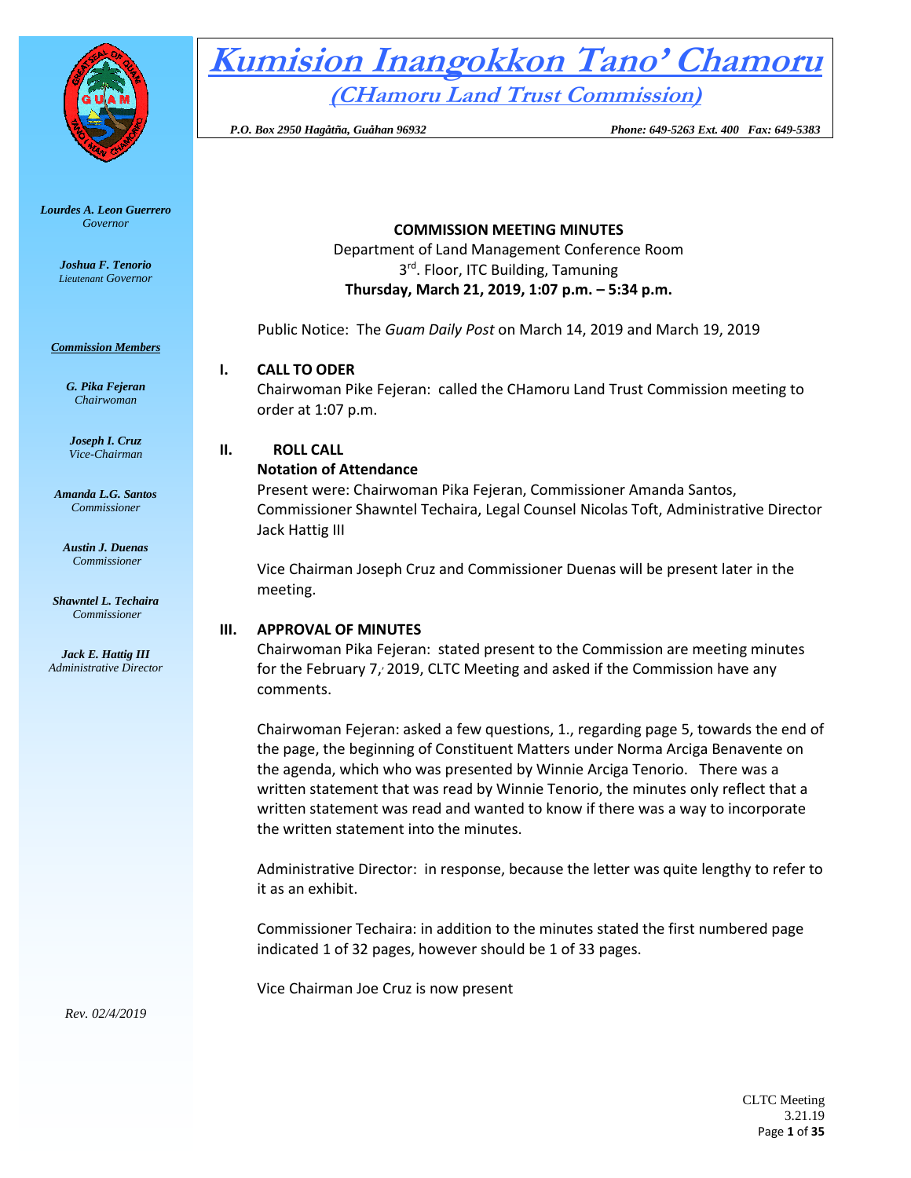# Kumision Inangokkon Tano' Chamoru

## (CHamoru Land Trust Commission)

*P.O. Box 2950 Hagåtña, Guåhan 96932* *Phone: 649-5263 Ext. 400 Fax: 649-5383*

*Lourdes A. Leon Guerrero*
*Governor*

*Joshua F. Tenorio*
*Lieutenant Governor*

***Commission Members***

***G. Pika Fejeran***
*Chairwoman*

***Joseph I. Cruz***
*Vice-Chairman*

***Amanda L.G. Santos***
*Commissioner*

***Austin J. Duenas***
*Commissioner*

***Shawntel L. Techaira***
*Commissioner*

***Jack E. Hattig III***
*Administrative Director*

*Rev. 02/4/2019*

**COMMISSION MEETING MINUTES**

Department of Land Management Conference Room
3rd. Floor, ITC Building, Tamuning
**Thursday, March 21, 2019, 1:07 p.m. – 5:34 p.m.**

Public Notice: The *Guam Daily Post* on March 14, 2019 and March 19, 2019

**I. CALL TO ODER**

Chairwoman Pike Fejeran: called the CHamoru Land Trust Commission meeting to order at 1:07 p.m.

**II. ROLL CALL**

**Notation of Attendance**

Present were: Chairwoman Pika Fejeran, Commissioner Amanda Santos, Commissioner Shawntel Techaira, Legal Counsel Nicolas Toft, Administrative Director Jack Hattig III

Vice Chairman Joseph Cruz and Commissioner Duenas will be present later in the meeting.

**III. APPROVAL OF MINUTES**

Chairwoman Pika Fejeran: stated present to the Commission are meeting minutes for the February 7, 2019, CLTC Meeting and asked if the Commission have any comments.

Chairwoman Fejeran: asked a few questions, 1., regarding page 5, towards the end of the page, the beginning of Constituent Matters under Norma Arciga Benavente on the agenda, which who was presented by Winnie Arciga Tenorio. There was a written statement that was read by Winnie Tenorio, the minutes only reflect that a written statement was read and wanted to know if there was a way to incorporate the written statement into the minutes.

Administrative Director: in response, because the letter was quite lengthy to refer to it as an exhibit.

Commissioner Techaira: in addition to the minutes stated the first numbered page indicated 1 of 32 pages, however should be 1 of 33 pages.

Vice Chairman Joe Cruz is now present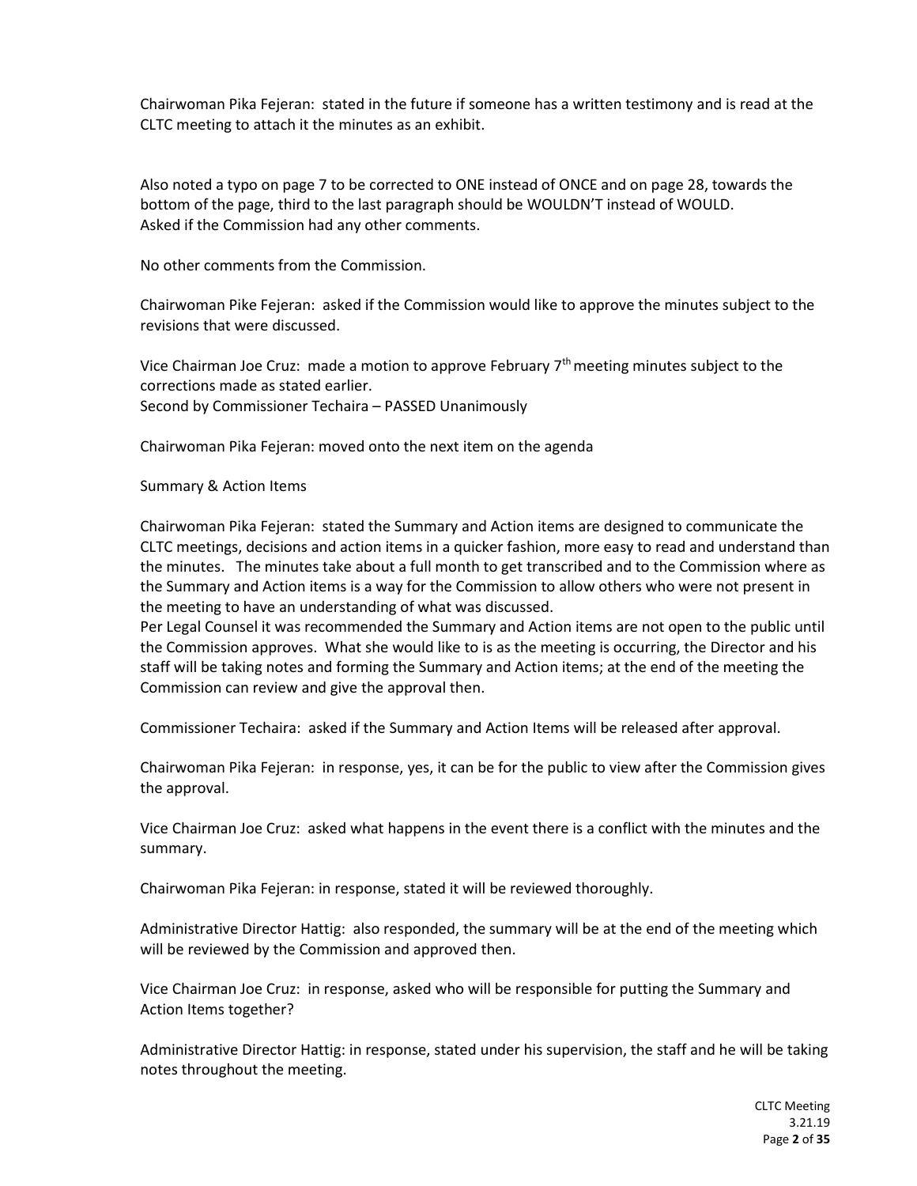Chairwoman Pika Fejeran: stated in the future if someone has a written testimony and is read at the CLTC meeting to attach it the minutes as an exhibit.

Also noted a typo on page 7 to be corrected to ONE instead of ONCE and on page 28, towards the bottom of the page, third to the last paragraph should be WOULDN'T instead of WOULD.
Asked if the Commission had any other comments.

No other comments from the Commission.

Chairwoman Pike Fejeran: asked if the Commission would like to approve the minutes subject to the revisions that were discussed.

Vice Chairman Joe Cruz: made a motion to approve February 7th meeting minutes subject to the corrections made as stated earlier.
Second by Commissioner Techaira – PASSED Unanimously

Chairwoman Pika Fejeran: moved onto the next item on the agenda

Summary & Action Items

Chairwoman Pika Fejeran: stated the Summary and Action items are designed to communicate the CLTC meetings, decisions and action items in a quicker fashion, more easy to read and understand than the minutes. The minutes take about a full month to get transcribed and to the Commission where as the Summary and Action items is a way for the Commission to allow others who were not present in the meeting to have an understanding of what was discussed.
Per Legal Counsel it was recommended the Summary and Action items are not open to the public until the Commission approves. What she would like to is as the meeting is occurring, the Director and his staff will be taking notes and forming the Summary and Action items; at the end of the meeting the Commission can review and give the approval then.

Commissioner Techaira: asked if the Summary and Action Items will be released after approval.

Chairwoman Pika Fejeran: in response, yes, it can be for the public to view after the Commission gives the approval.

Vice Chairman Joe Cruz: asked what happens in the event there is a conflict with the minutes and the summary.

Chairwoman Pika Fejeran: in response, stated it will be reviewed thoroughly.

Administrative Director Hattig: also responded, the summary will be at the end of the meeting which will be reviewed by the Commission and approved then.

Vice Chairman Joe Cruz: in response, asked who will be responsible for putting the Summary and Action Items together?

Administrative Director Hattig: in response, stated under his supervision, the staff and he will be taking notes throughout the meeting.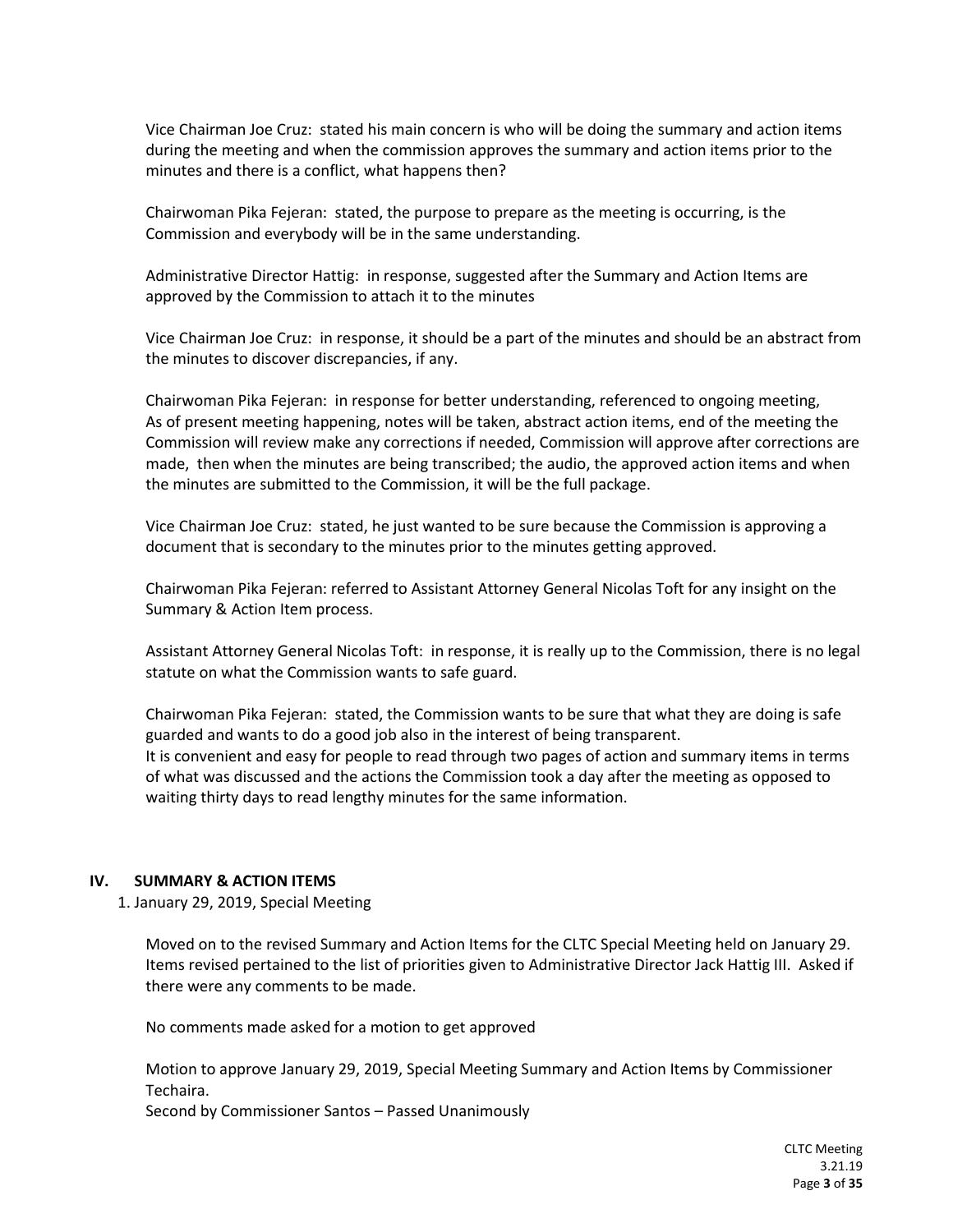Vice Chairman Joe Cruz: stated his main concern is who will be doing the summary and action items during the meeting and when the commission approves the summary and action items prior to the minutes and there is a conflict, what happens then?

Chairwoman Pika Fejeran: stated, the purpose to prepare as the meeting is occurring, is the Commission and everybody will be in the same understanding.

Administrative Director Hattig: in response, suggested after the Summary and Action Items are approved by the Commission to attach it to the minutes

Vice Chairman Joe Cruz: in response, it should be a part of the minutes and should be an abstract from the minutes to discover discrepancies, if any.

Chairwoman Pika Fejeran: in response for better understanding, referenced to ongoing meeting, As of present meeting happening, notes will be taken, abstract action items, end of the meeting the Commission will review make any corrections if needed, Commission will approve after corrections are made, then when the minutes are being transcribed; the audio, the approved action items and when the minutes are submitted to the Commission, it will be the full package.

Vice Chairman Joe Cruz: stated, he just wanted to be sure because the Commission is approving a document that is secondary to the minutes prior to the minutes getting approved.

Chairwoman Pika Fejeran: referred to Assistant Attorney General Nicolas Toft for any insight on the Summary & Action Item process.

Assistant Attorney General Nicolas Toft: in response, it is really up to the Commission, there is no legal statute on what the Commission wants to safe guard.

Chairwoman Pika Fejeran: stated, the Commission wants to be sure that what they are doing is safe guarded and wants to do a good job also in the interest of being transparent.
It is convenient and easy for people to read through two pages of action and summary items in terms of what was discussed and the actions the Commission took a day after the meeting as opposed to waiting thirty days to read lengthy minutes for the same information.

## IV. SUMMARY & ACTION ITEMS

1. January 29, 2019, Special Meeting

Moved on to the revised Summary and Action Items for the CLTC Special Meeting held on January 29. Items revised pertained to the list of priorities given to Administrative Director Jack Hattig III. Asked if there were any comments to be made.

No comments made asked for a motion to get approved

Motion to approve January 29, 2019, Special Meeting Summary and Action Items by Commissioner Techaira.
Second by Commissioner Santos – Passed Unanimously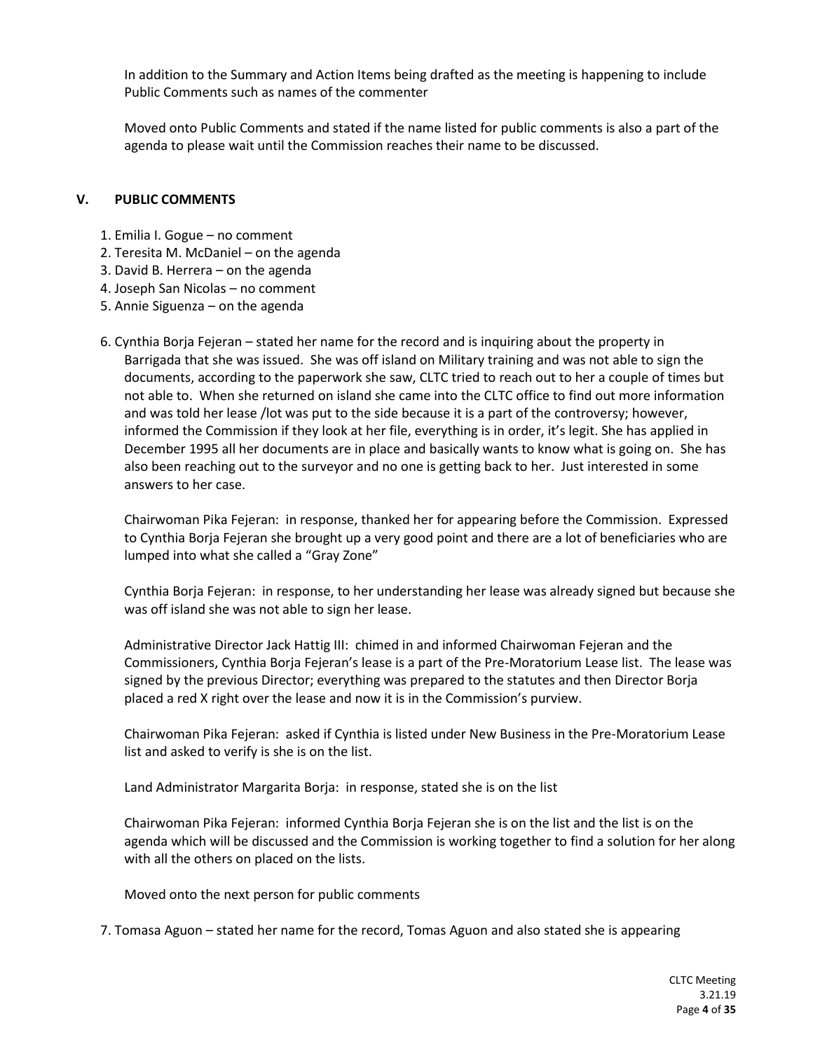In addition to the Summary and Action Items being drafted as the meeting is happening to include Public Comments such as names of the commenter

Moved onto Public Comments and stated if the name listed for public comments is also a part of the agenda to please wait until the Commission reaches their name to be discussed.

## V. PUBLIC COMMENTS

1. Emilia I. Gogue – no comment
2. Teresita M. McDaniel – on the agenda
3. David B. Herrera – on the agenda
4. Joseph San Nicolas – no comment
5. Annie Siguenza – on the agenda
6. Cynthia Borja Fejeran – stated her name for the record and is inquiring about the property in Barrigada that she was issued. She was off island on Military training and was not able to sign the documents, according to the paperwork she saw, CLTC tried to reach out to her a couple of times but not able to. When she returned on island she came into the CLTC office to find out more information and was told her lease /lot was put to the side because it is a part of the controversy; however, informed the Commission if they look at her file, everything is in order, it's legit. She has applied in December 1995 all her documents are in place and basically wants to know what is going on. She has also been reaching out to the surveyor and no one is getting back to her. Just interested in some answers to her case.

   Chairwoman Pika Fejeran: in response, thanked her for appearing before the Commission. Expressed to Cynthia Borja Fejeran she brought up a very good point and there are a lot of beneficiaries who are lumped into what she called a "Gray Zone"

   Cynthia Borja Fejeran: in response, to her understanding her lease was already signed but because she was off island she was not able to sign her lease.

   Administrative Director Jack Hattig III: chimed in and informed Chairwoman Fejeran and the Commissioners, Cynthia Borja Fejeran's lease is a part of the Pre-Moratorium Lease list. The lease was signed by the previous Director; everything was prepared to the statutes and then Director Borja placed a red X right over the lease and now it is in the Commission's purview.

   Chairwoman Pika Fejeran: asked if Cynthia is listed under New Business in the Pre-Moratorium Lease list and asked to verify is she is on the list.

   Land Administrator Margarita Borja: in response, stated she is on the list

   Chairwoman Pika Fejeran: informed Cynthia Borja Fejeran she is on the list and the list is on the agenda which will be discussed and the Commission is working together to find a solution for her along with all the others on placed on the lists.

   Moved onto the next person for public comments

7. Tomasa Aguon – stated her name for the record, Tomas Aguon and also stated she is appearing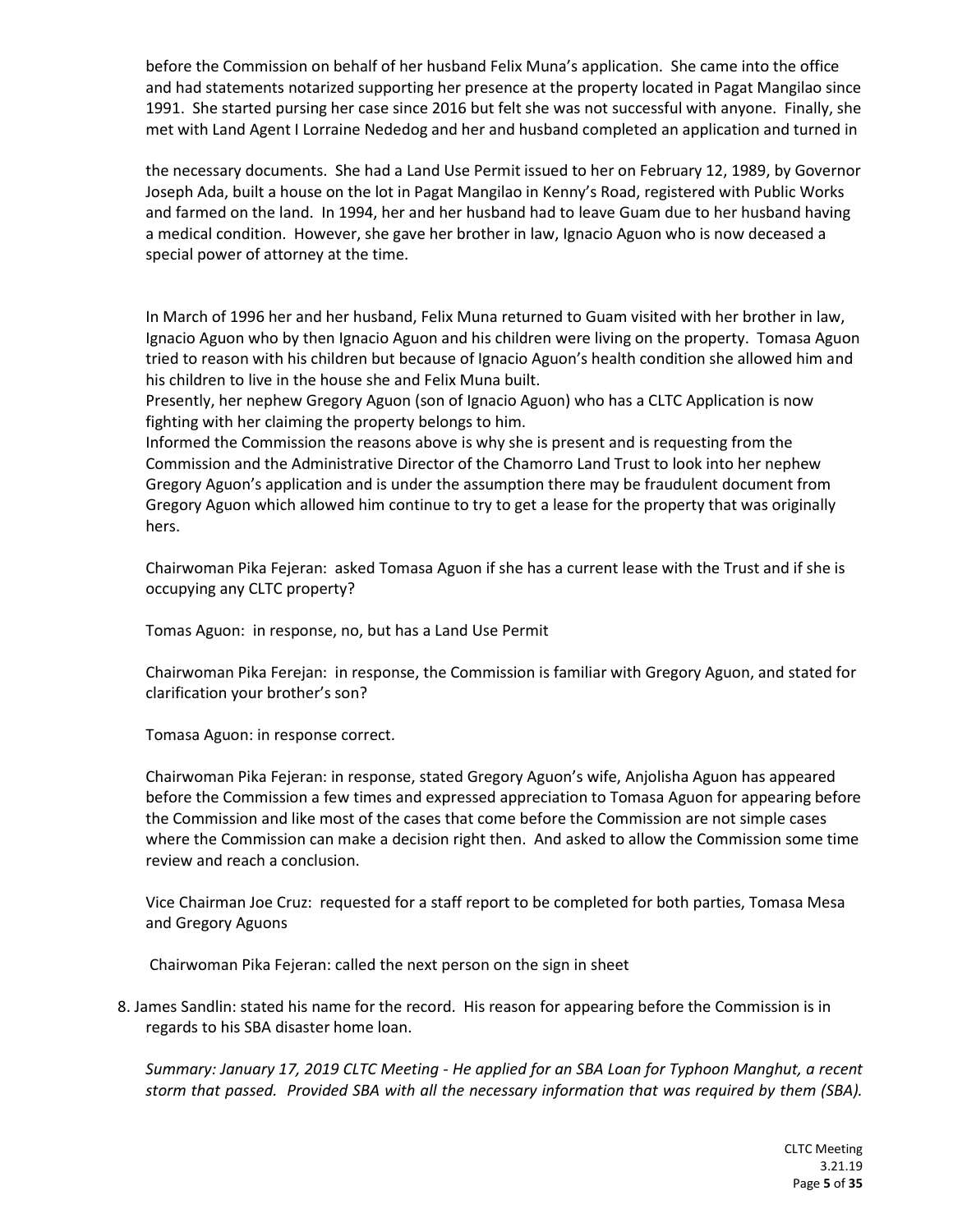before the Commission on behalf of her husband Felix Muna's application. She came into the office and had statements notarized supporting her presence at the property located in Pagat Mangilao since 1991. She started pursing her case since 2016 but felt she was not successful with anyone. Finally, she met with Land Agent I Lorraine Nededog and her and husband completed an application and turned in

the necessary documents. She had a Land Use Permit issued to her on February 12, 1989, by Governor Joseph Ada, built a house on the lot in Pagat Mangilao in Kenny's Road, registered with Public Works and farmed on the land. In 1994, her and her husband had to leave Guam due to her husband having a medical condition. However, she gave her brother in law, Ignacio Aguon who is now deceased a special power of attorney at the time.

In March of 1996 her and her husband, Felix Muna returned to Guam visited with her brother in law, Ignacio Aguon who by then Ignacio Aguon and his children were living on the property. Tomasa Aguon tried to reason with his children but because of Ignacio Aguon's health condition she allowed him and his children to live in the house she and Felix Muna built.
Presently, her nephew Gregory Aguon (son of Ignacio Aguon) who has a CLTC Application is now fighting with her claiming the property belongs to him.
Informed the Commission the reasons above is why she is present and is requesting from the Commission and the Administrative Director of the Chamorro Land Trust to look into her nephew Gregory Aguon's application and is under the assumption there may be fraudulent document from Gregory Aguon which allowed him continue to try to get a lease for the property that was originally hers.

Chairwoman Pika Fejeran: asked Tomasa Aguon if she has a current lease with the Trust and if she is occupying any CLTC property?

Tomas Aguon: in response, no, but has a Land Use Permit

Chairwoman Pika Ferejan: in response, the Commission is familiar with Gregory Aguon, and stated for clarification your brother's son?

Tomasa Aguon: in response correct.

Chairwoman Pika Fejeran: in response, stated Gregory Aguon's wife, Anjolisha Aguon has appeared before the Commission a few times and expressed appreciation to Tomasa Aguon for appearing before the Commission and like most of the cases that come before the Commission are not simple cases where the Commission can make a decision right then. And asked to allow the Commission some time review and reach a conclusion.

Vice Chairman Joe Cruz: requested for a staff report to be completed for both parties, Tomasa Mesa and Gregory Aguons

Chairwoman Pika Fejeran: called the next person on the sign in sheet

8. James Sandlin: stated his name for the record. His reason for appearing before the Commission is in regards to his SBA disaster home loan.

   *Summary: January 17, 2019 CLTC Meeting - He applied for an SBA Loan for Typhoon Manghut, a recent storm that passed. Provided SBA with all the necessary information that was required by them (SBA).*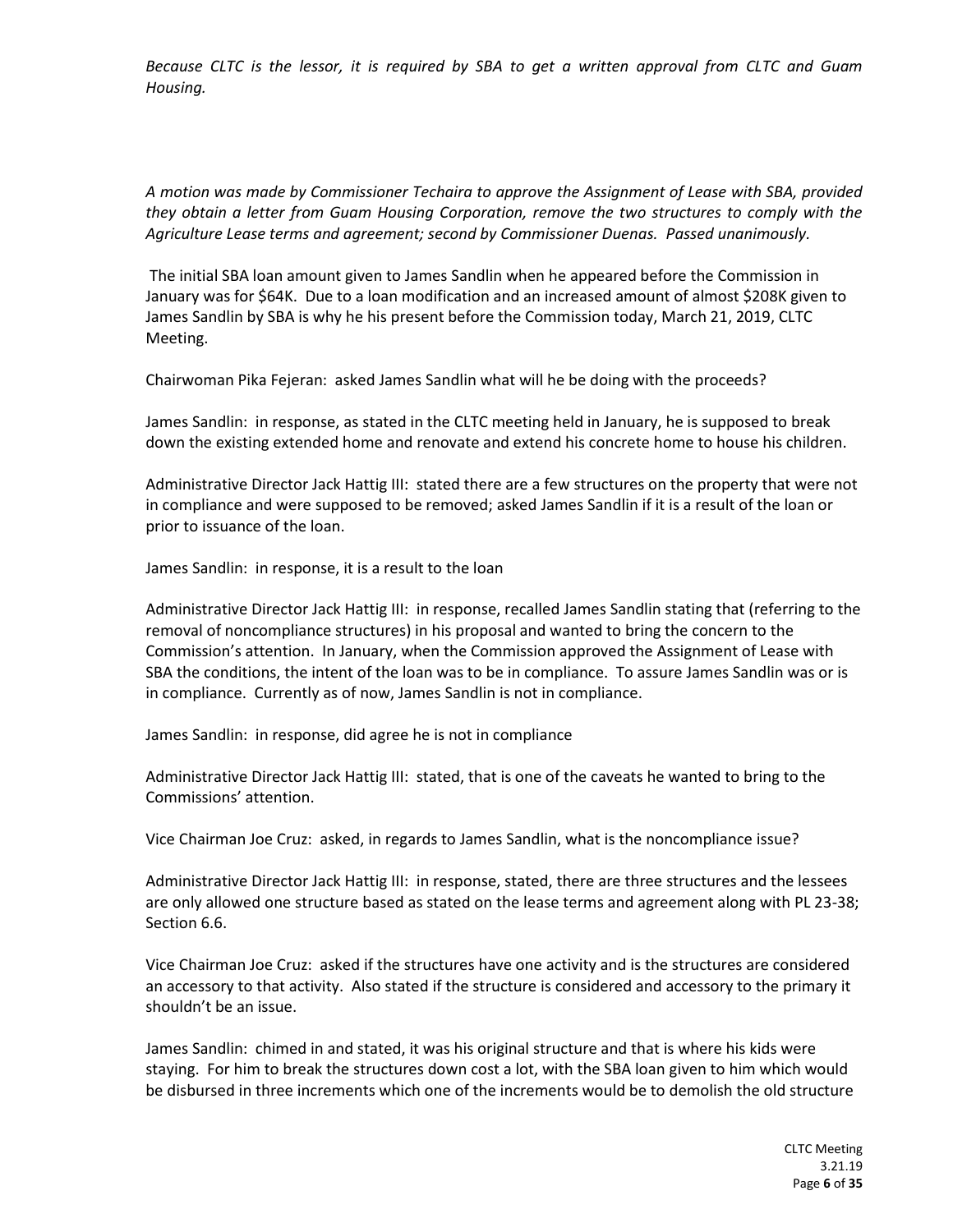*Because CLTC is the lessor, it is required by SBA to get a written approval from CLTC and Guam Housing.*

*A motion was made by Commissioner Techaira to approve the Assignment of Lease with SBA, provided they obtain a letter from Guam Housing Corporation, remove the two structures to comply with the Agriculture Lease terms and agreement; second by Commissioner Duenas. Passed unanimously.*

The initial SBA loan amount given to James Sandlin when he appeared before the Commission in January was for $64K. Due to a loan modification and an increased amount of almost $208K given to James Sandlin by SBA is why he his present before the Commission today, March 21, 2019, CLTC Meeting.

Chairwoman Pika Fejeran: asked James Sandlin what will he be doing with the proceeds?

James Sandlin: in response, as stated in the CLTC meeting held in January, he is supposed to break down the existing extended home and renovate and extend his concrete home to house his children.

Administrative Director Jack Hattig III: stated there are a few structures on the property that were not in compliance and were supposed to be removed; asked James Sandlin if it is a result of the loan or prior to issuance of the loan.

James Sandlin: in response, it is a result to the loan

Administrative Director Jack Hattig III: in response, recalled James Sandlin stating that (referring to the removal of noncompliance structures) in his proposal and wanted to bring the concern to the Commission's attention. In January, when the Commission approved the Assignment of Lease with SBA the conditions, the intent of the loan was to be in compliance. To assure James Sandlin was or is in compliance. Currently as of now, James Sandlin is not in compliance.

James Sandlin: in response, did agree he is not in compliance

Administrative Director Jack Hattig III: stated, that is one of the caveats he wanted to bring to the Commissions' attention.

Vice Chairman Joe Cruz: asked, in regards to James Sandlin, what is the noncompliance issue?

Administrative Director Jack Hattig III: in response, stated, there are three structures and the lessees are only allowed one structure based as stated on the lease terms and agreement along with PL 23-38; Section 6.6.

Vice Chairman Joe Cruz: asked if the structures have one activity and is the structures are considered an accessory to that activity. Also stated if the structure is considered and accessory to the primary it shouldn't be an issue.

James Sandlin: chimed in and stated, it was his original structure and that is where his kids were staying. For him to break the structures down cost a lot, with the SBA loan given to him which would be disbursed in three increments which one of the increments would be to demolish the old structure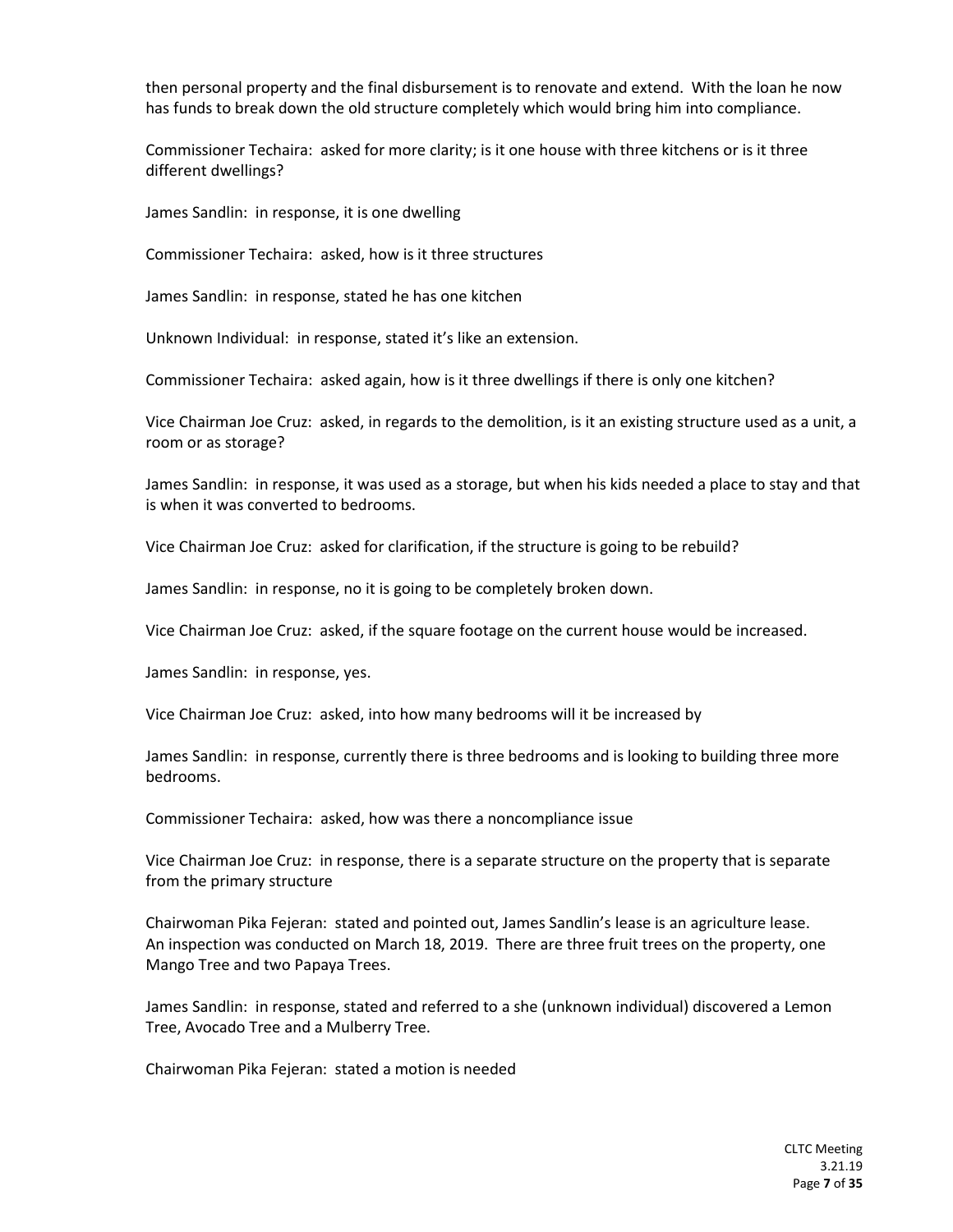then personal property and the final disbursement is to renovate and extend. With the loan he now has funds to break down the old structure completely which would bring him into compliance.

Commissioner Techaira: asked for more clarity; is it one house with three kitchens or is it three different dwellings?

James Sandlin: in response, it is one dwelling

Commissioner Techaira: asked, how is it three structures

James Sandlin: in response, stated he has one kitchen

Unknown Individual: in response, stated it's like an extension.

Commissioner Techaira: asked again, how is it three dwellings if there is only one kitchen?

Vice Chairman Joe Cruz: asked, in regards to the demolition, is it an existing structure used as a unit, a room or as storage?

James Sandlin: in response, it was used as a storage, but when his kids needed a place to stay and that is when it was converted to bedrooms.

Vice Chairman Joe Cruz: asked for clarification, if the structure is going to be rebuild?

James Sandlin: in response, no it is going to be completely broken down.

Vice Chairman Joe Cruz: asked, if the square footage on the current house would be increased.

James Sandlin: in response, yes.

Vice Chairman Joe Cruz: asked, into how many bedrooms will it be increased by

James Sandlin: in response, currently there is three bedrooms and is looking to building three more bedrooms.

Commissioner Techaira: asked, how was there a noncompliance issue

Vice Chairman Joe Cruz: in response, there is a separate structure on the property that is separate from the primary structure

Chairwoman Pika Fejeran: stated and pointed out, James Sandlin's lease is an agriculture lease. An inspection was conducted on March 18, 2019. There are three fruit trees on the property, one Mango Tree and two Papaya Trees.

James Sandlin: in response, stated and referred to a she (unknown individual) discovered a Lemon Tree, Avocado Tree and a Mulberry Tree.

Chairwoman Pika Fejeran: stated a motion is needed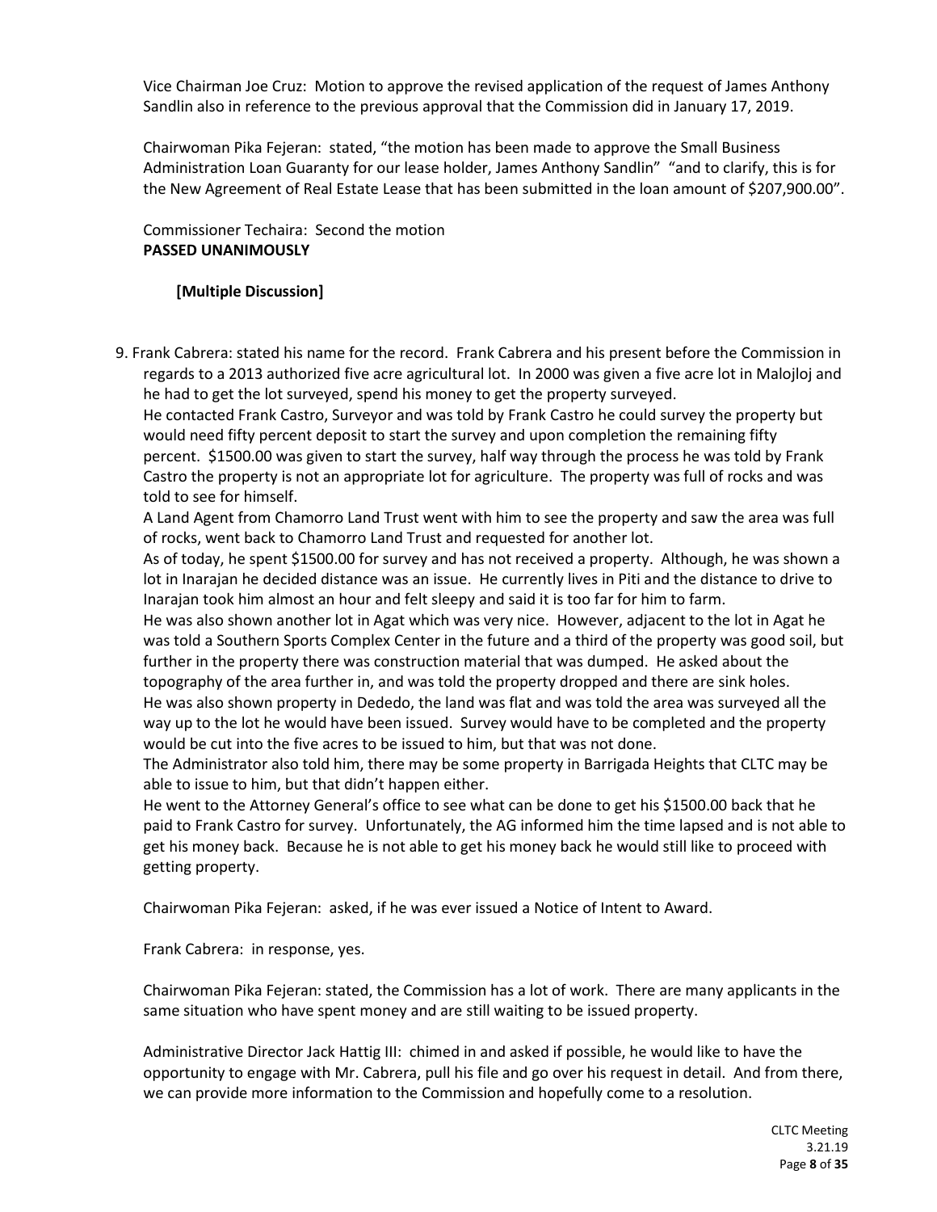Vice Chairman Joe Cruz: Motion to approve the revised application of the request of James Anthony Sandlin also in reference to the previous approval that the Commission did in January 17, 2019.

Chairwoman Pika Fejeran: stated, "the motion has been made to approve the Small Business Administration Loan Guaranty for our lease holder, James Anthony Sandlin" "and to clarify, this is for the New Agreement of Real Estate Lease that has been submitted in the loan amount of $207,900.00".

Commissioner Techaira: Second the motion
**PASSED UNANIMOUSLY**

**[Multiple Discussion]**

9. Frank Cabrera: stated his name for the record. Frank Cabrera and his present before the Commission in regards to a 2013 authorized five acre agricultural lot. In 2000 was given a five acre lot in Malojloj and he had to get the lot surveyed, spend his money to get the property surveyed.
   He contacted Frank Castro, Surveyor and was told by Frank Castro he could survey the property but would need fifty percent deposit to start the survey and upon completion the remaining fifty percent. $1500.00 was given to start the survey, half way through the process he was told by Frank Castro the property is not an appropriate lot for agriculture. The property was full of rocks and was told to see for himself.
   A Land Agent from Chamorro Land Trust went with him to see the property and saw the area was full of rocks, went back to Chamorro Land Trust and requested for another lot.
   As of today, he spent $1500.00 for survey and has not received a property. Although, he was shown a lot in Inarajan he decided distance was an issue. He currently lives in Piti and the distance to drive to Inarajan took him almost an hour and felt sleepy and said it is too far for him to farm.
   He was also shown another lot in Agat which was very nice. However, adjacent to the lot in Agat he was told a Southern Sports Complex Center in the future and a third of the property was good soil, but further in the property there was construction material that was dumped. He asked about the topography of the area further in, and was told the property dropped and there are sink holes.
   He was also shown property in Dededo, the land was flat and was told the area was surveyed all the way up to the lot he would have been issued. Survey would have to be completed and the property would be cut into the five acres to be issued to him, but that was not done.
   The Administrator also told him, there may be some property in Barrigada Heights that CLTC may be able to issue to him, but that didn't happen either.
   He went to the Attorney General's office to see what can be done to get his $1500.00 back that he paid to Frank Castro for survey. Unfortunately, the AG informed him the time lapsed and is not able to get his money back. Because he is not able to get his money back he would still like to proceed with getting property.

   Chairwoman Pika Fejeran: asked, if he was ever issued a Notice of Intent to Award.

   Frank Cabrera: in response, yes.

   Chairwoman Pika Fejeran: stated, the Commission has a lot of work. There are many applicants in the same situation who have spent money and are still waiting to be issued property.

   Administrative Director Jack Hattig III: chimed in and asked if possible, he would like to have the opportunity to engage with Mr. Cabrera, pull his file and go over his request in detail. And from there, we can provide more information to the Commission and hopefully come to a resolution.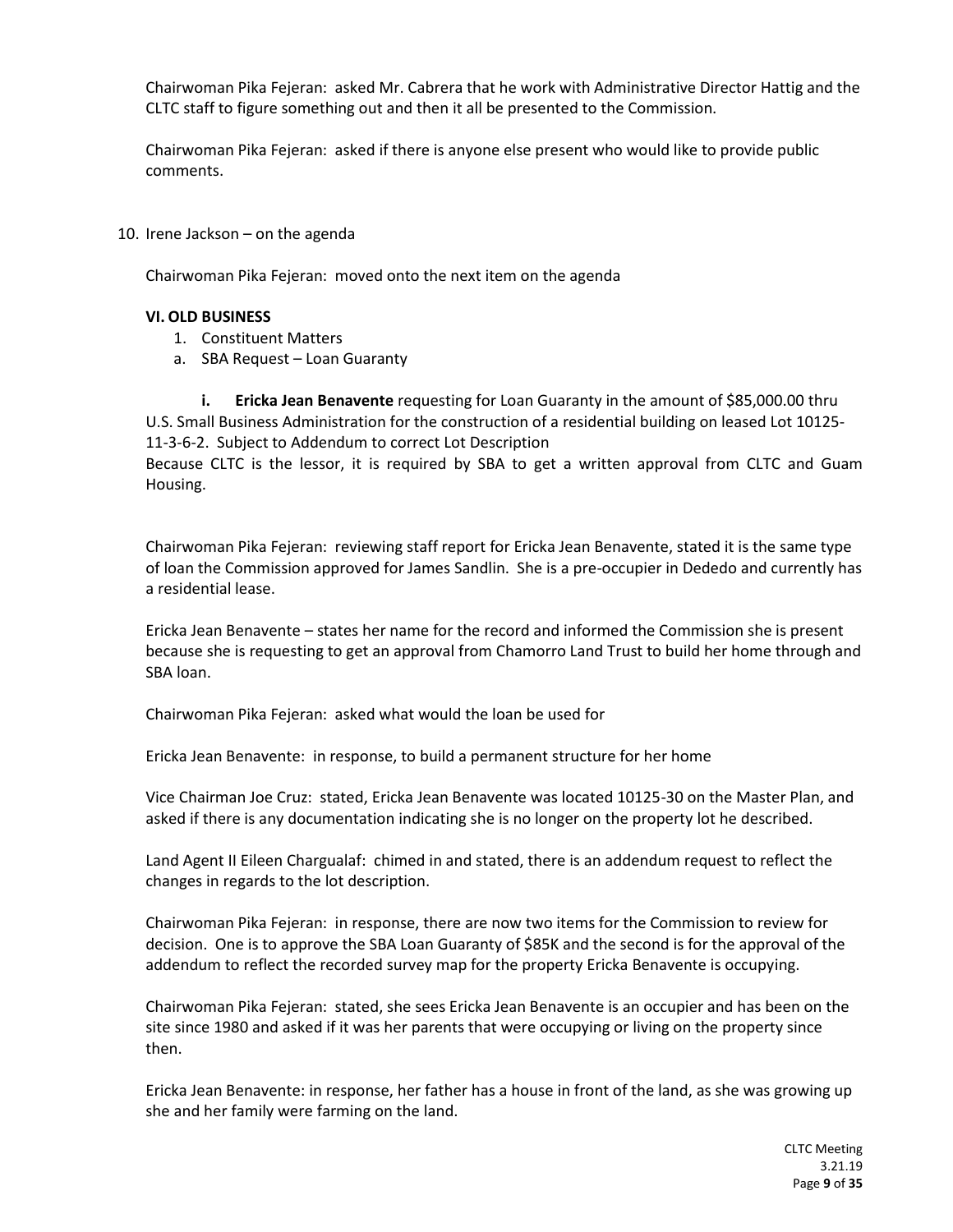Chairwoman Pika Fejeran: asked Mr. Cabrera that he work with Administrative Director Hattig and the CLTC staff to figure something out and then it all be presented to the Commission.

Chairwoman Pika Fejeran: asked if there is anyone else present who would like to provide public comments.

10. Irene Jackson – on the agenda

Chairwoman Pika Fejeran: moved onto the next item on the agenda

**VI. OLD BUSINESS**

1. Constituent Matters

a. SBA Request – Loan Guaranty

**i. Ericka Jean Benavente** requesting for Loan Guaranty in the amount of $85,000.00 thru U.S. Small Business Administration for the construction of a residential building on leased Lot 10125-11-3-6-2. Subject to Addendum to correct Lot Description

Because CLTC is the lessor, it is required by SBA to get a written approval from CLTC and Guam Housing.

Chairwoman Pika Fejeran: reviewing staff report for Ericka Jean Benavente, stated it is the same type of loan the Commission approved for James Sandlin. She is a pre-occupier in Dededo and currently has a residential lease.

Ericka Jean Benavente – states her name for the record and informed the Commission she is present because she is requesting to get an approval from Chamorro Land Trust to build her home through and SBA loan.

Chairwoman Pika Fejeran: asked what would the loan be used for

Ericka Jean Benavente: in response, to build a permanent structure for her home

Vice Chairman Joe Cruz: stated, Ericka Jean Benavente was located 10125-30 on the Master Plan, and asked if there is any documentation indicating she is no longer on the property lot he described.

Land Agent II Eileen Chargualaf: chimed in and stated, there is an addendum request to reflect the changes in regards to the lot description.

Chairwoman Pika Fejeran: in response, there are now two items for the Commission to review for decision. One is to approve the SBA Loan Guaranty of $85K and the second is for the approval of the addendum to reflect the recorded survey map for the property Ericka Benavente is occupying.

Chairwoman Pika Fejeran: stated, she sees Ericka Jean Benavente is an occupier and has been on the site since 1980 and asked if it was her parents that were occupying or living on the property since then.

Ericka Jean Benavente: in response, her father has a house in front of the land, as she was growing up she and her family were farming on the land.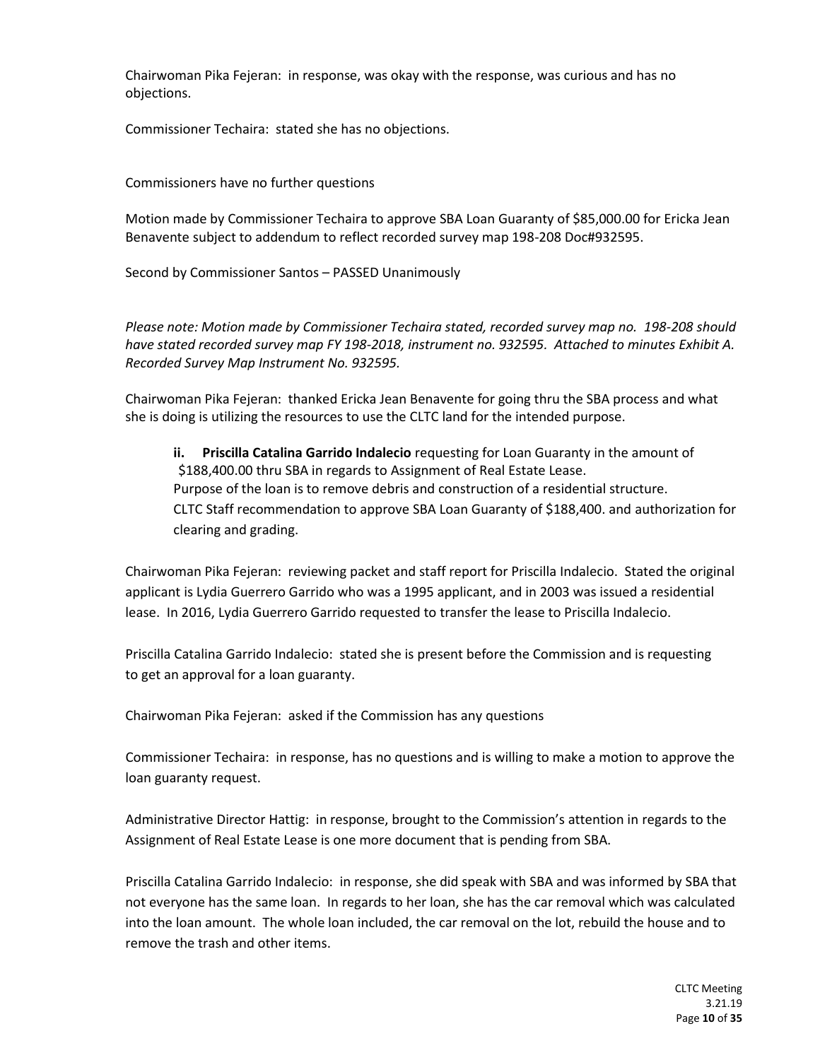Chairwoman Pika Fejeran: in response, was okay with the response, was curious and has no objections.

Commissioner Techaira: stated she has no objections.

Commissioners have no further questions

Motion made by Commissioner Techaira to approve SBA Loan Guaranty of $85,000.00 for Ericka Jean Benavente subject to addendum to reflect recorded survey map 198-208 Doc#932595.

Second by Commissioner Santos – PASSED Unanimously

*Please note: Motion made by Commissioner Techaira stated, recorded survey map no. 198-208 should have stated recorded survey map FY 198-2018, instrument no. 932595. Attached to minutes Exhibit A. Recorded Survey Map Instrument No. 932595.*

Chairwoman Pika Fejeran: thanked Ericka Jean Benavente for going thru the SBA process and what she is doing is utilizing the resources to use the CLTC land for the intended purpose.

**ii. Priscilla Catalina Garrido Indalecio** requesting for Loan Guaranty in the amount of $188,400.00 thru SBA in regards to Assignment of Real Estate Lease.
Purpose of the loan is to remove debris and construction of a residential structure.
CLTC Staff recommendation to approve SBA Loan Guaranty of $188,400. and authorization for clearing and grading.

Chairwoman Pika Fejeran: reviewing packet and staff report for Priscilla Indalecio. Stated the original applicant is Lydia Guerrero Garrido who was a 1995 applicant, and in 2003 was issued a residential lease. In 2016, Lydia Guerrero Garrido requested to transfer the lease to Priscilla Indalecio.

Priscilla Catalina Garrido Indalecio: stated she is present before the Commission and is requesting to get an approval for a loan guaranty.

Chairwoman Pika Fejeran: asked if the Commission has any questions

Commissioner Techaira: in response, has no questions and is willing to make a motion to approve the loan guaranty request.

Administrative Director Hattig: in response, brought to the Commission's attention in regards to the Assignment of Real Estate Lease is one more document that is pending from SBA.

Priscilla Catalina Garrido Indalecio: in response, she did speak with SBA and was informed by SBA that not everyone has the same loan. In regards to her loan, she has the car removal which was calculated into the loan amount. The whole loan included, the car removal on the lot, rebuild the house and to remove the trash and other items.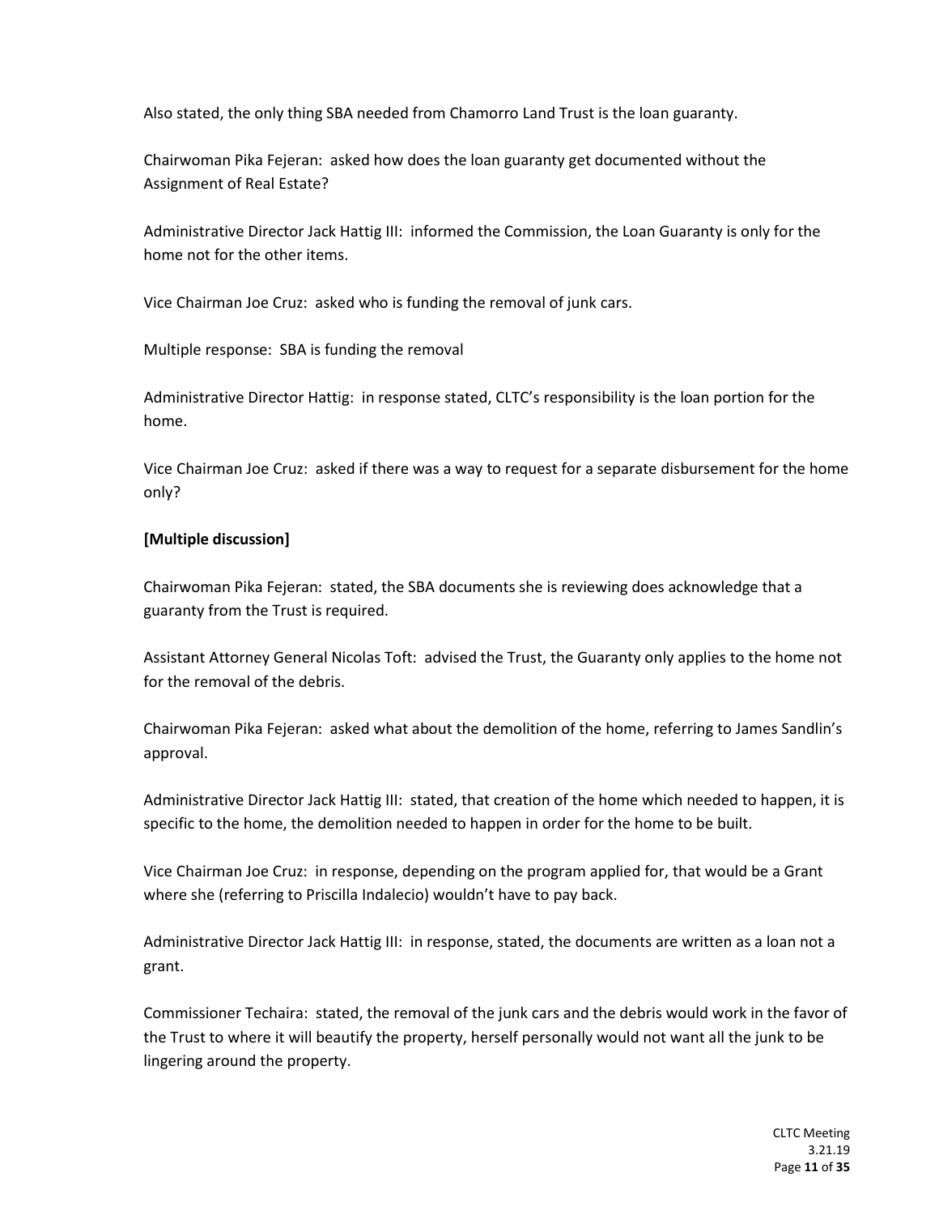Also stated, the only thing SBA needed from Chamorro Land Trust is the loan guaranty.

Chairwoman Pika Fejeran: asked how does the loan guaranty get documented without the Assignment of Real Estate?

Administrative Director Jack Hattig III: informed the Commission, the Loan Guaranty is only for the home not for the other items.

Vice Chairman Joe Cruz: asked who is funding the removal of junk cars.

Multiple response: SBA is funding the removal

Administrative Director Hattig: in response stated, CLTC's responsibility is the loan portion for the home.

Vice Chairman Joe Cruz: asked if there was a way to request for a separate disbursement for the home only?

**[Multiple discussion]**

Chairwoman Pika Fejeran: stated, the SBA documents she is reviewing does acknowledge that a guaranty from the Trust is required.

Assistant Attorney General Nicolas Toft: advised the Trust, the Guaranty only applies to the home not for the removal of the debris.

Chairwoman Pika Fejeran: asked what about the demolition of the home, referring to James Sandlin's approval.

Administrative Director Jack Hattig III: stated, that creation of the home which needed to happen, it is specific to the home, the demolition needed to happen in order for the home to be built.

Vice Chairman Joe Cruz: in response, depending on the program applied for, that would be a Grant where she (referring to Priscilla Indalecio) wouldn't have to pay back.

Administrative Director Jack Hattig III: in response, stated, the documents are written as a loan not a grant.

Commissioner Techaira: stated, the removal of the junk cars and the debris would work in the favor of the Trust to where it will beautify the property, herself personally would not want all the junk to be lingering around the property.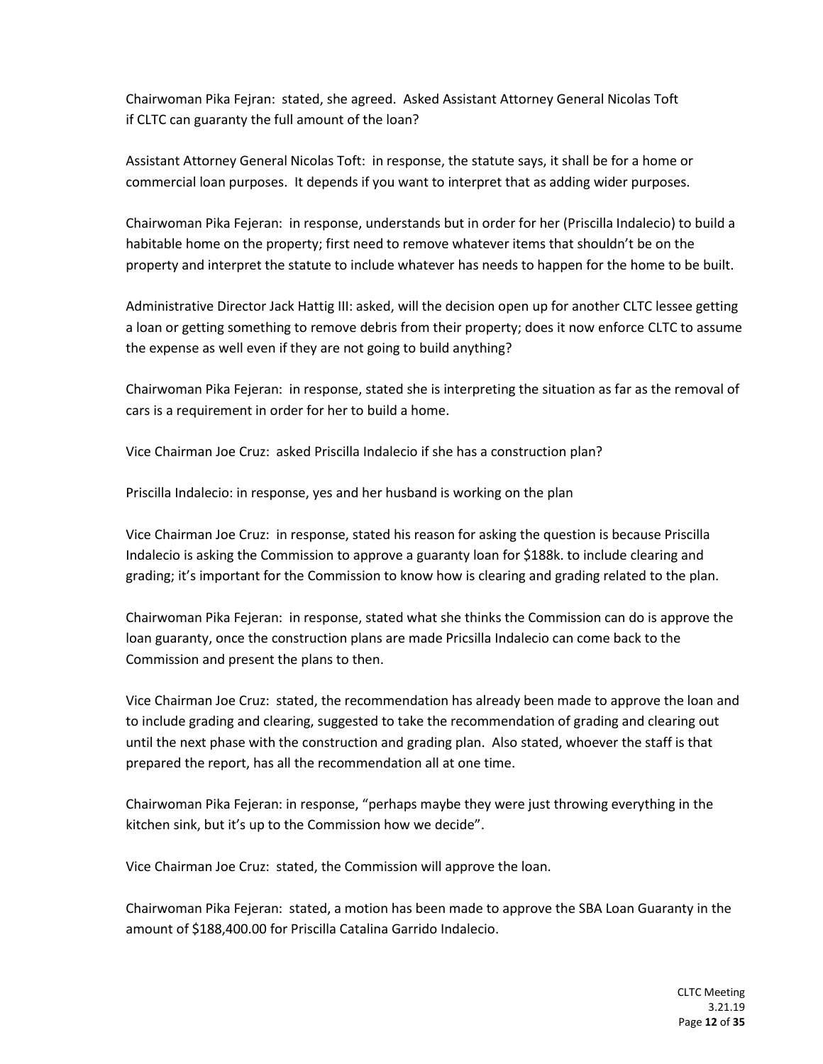Chairwoman Pika Fejran: stated, she agreed. Asked Assistant Attorney General Nicolas Toft if CLTC can guaranty the full amount of the loan?

Assistant Attorney General Nicolas Toft: in response, the statute says, it shall be for a home or commercial loan purposes. It depends if you want to interpret that as adding wider purposes.

Chairwoman Pika Fejeran: in response, understands but in order for her (Priscilla Indalecio) to build a habitable home on the property; first need to remove whatever items that shouldn't be on the property and interpret the statute to include whatever has needs to happen for the home to be built.

Administrative Director Jack Hattig III: asked, will the decision open up for another CLTC lessee getting a loan or getting something to remove debris from their property; does it now enforce CLTC to assume the expense as well even if they are not going to build anything?

Chairwoman Pika Fejeran: in response, stated she is interpreting the situation as far as the removal of cars is a requirement in order for her to build a home.

Vice Chairman Joe Cruz: asked Priscilla Indalecio if she has a construction plan?

Priscilla Indalecio: in response, yes and her husband is working on the plan

Vice Chairman Joe Cruz: in response, stated his reason for asking the question is because Priscilla Indalecio is asking the Commission to approve a guaranty loan for $188k. to include clearing and grading; it's important for the Commission to know how is clearing and grading related to the plan.

Chairwoman Pika Fejeran: in response, stated what she thinks the Commission can do is approve the loan guaranty, once the construction plans are made Pricsilla Indalecio can come back to the Commission and present the plans to then.

Vice Chairman Joe Cruz: stated, the recommendation has already been made to approve the loan and to include grading and clearing, suggested to take the recommendation of grading and clearing out until the next phase with the construction and grading plan. Also stated, whoever the staff is that prepared the report, has all the recommendation all at one time.

Chairwoman Pika Fejeran: in response, "perhaps maybe they were just throwing everything in the kitchen sink, but it's up to the Commission how we decide".

Vice Chairman Joe Cruz: stated, the Commission will approve the loan.

Chairwoman Pika Fejeran: stated, a motion has been made to approve the SBA Loan Guaranty in the amount of $188,400.00 for Priscilla Catalina Garrido Indalecio.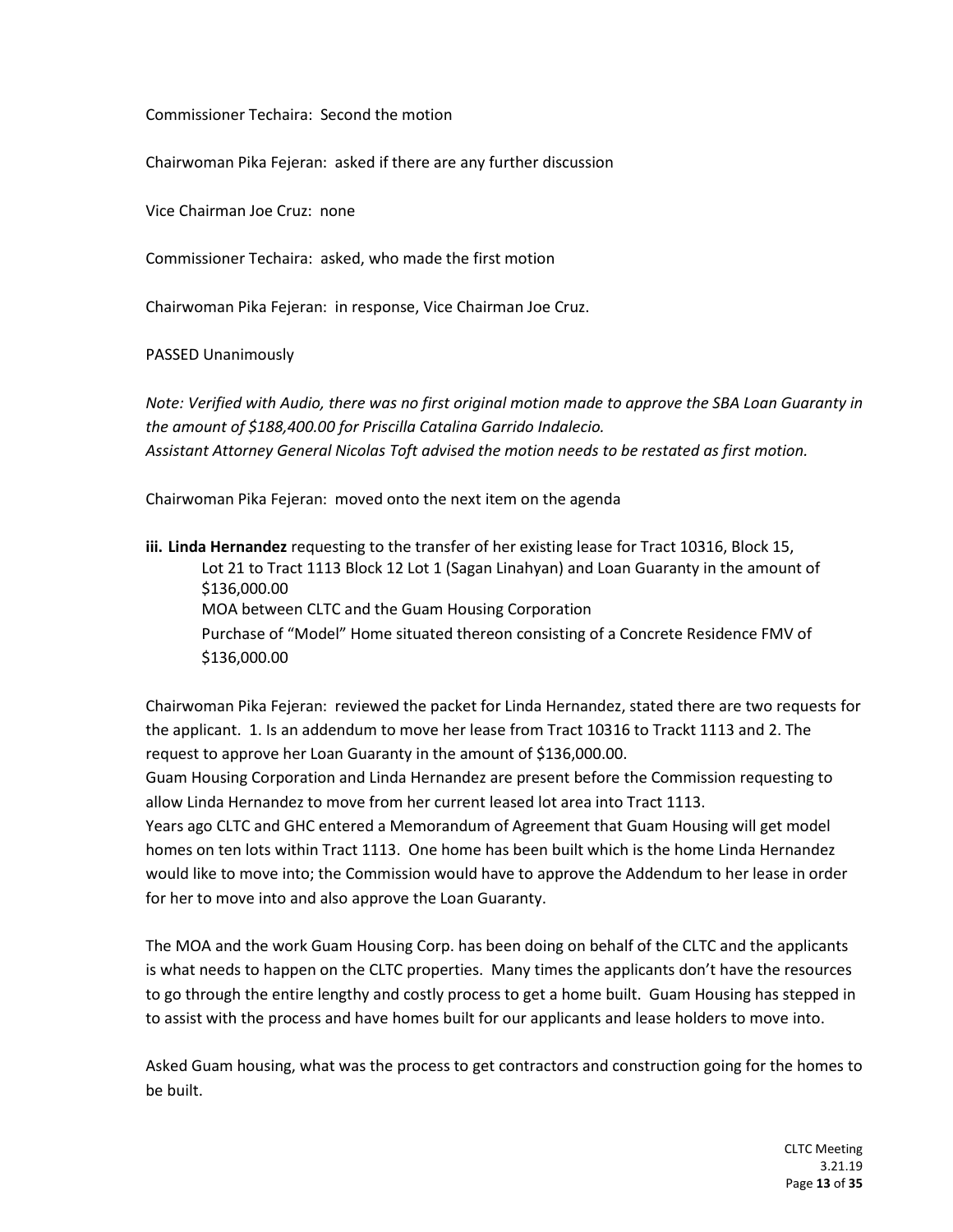Commissioner Techaira: Second the motion

Chairwoman Pika Fejeran: asked if there are any further discussion

Vice Chairman Joe Cruz: none

Commissioner Techaira: asked, who made the first motion

Chairwoman Pika Fejeran: in response, Vice Chairman Joe Cruz.

PASSED Unanimously

*Note: Verified with Audio, there was no first original motion made to approve the SBA Loan Guaranty in the amount of $188,400.00 for Priscilla Catalina Garrido Indalecio.*
*Assistant Attorney General Nicolas Toft advised the motion needs to be restated as first motion.*

Chairwoman Pika Fejeran: moved onto the next item on the agenda

**iii. Linda Hernandez** requesting to the transfer of her existing lease for Tract 10316, Block 15, Lot 21 to Tract 1113 Block 12 Lot 1 (Sagan Linahyan) and Loan Guaranty in the amount of $136,000.00
MOA between CLTC and the Guam Housing Corporation
Purchase of "Model" Home situated thereon consisting of a Concrete Residence FMV of $136,000.00

Chairwoman Pika Fejeran: reviewed the packet for Linda Hernandez, stated there are two requests for the applicant. 1. Is an addendum to move her lease from Tract 10316 to Trackt 1113 and 2. The request to approve her Loan Guaranty in the amount of $136,000.00.
Guam Housing Corporation and Linda Hernandez are present before the Commission requesting to allow Linda Hernandez to move from her current leased lot area into Tract 1113.
Years ago CLTC and GHC entered a Memorandum of Agreement that Guam Housing will get model homes on ten lots within Tract 1113. One home has been built which is the home Linda Hernandez would like to move into; the Commission would have to approve the Addendum to her lease in order for her to move into and also approve the Loan Guaranty.

The MOA and the work Guam Housing Corp. has been doing on behalf of the CLTC and the applicants is what needs to happen on the CLTC properties. Many times the applicants don't have the resources to go through the entire lengthy and costly process to get a home built. Guam Housing has stepped in to assist with the process and have homes built for our applicants and lease holders to move into.

Asked Guam housing, what was the process to get contractors and construction going for the homes to be built.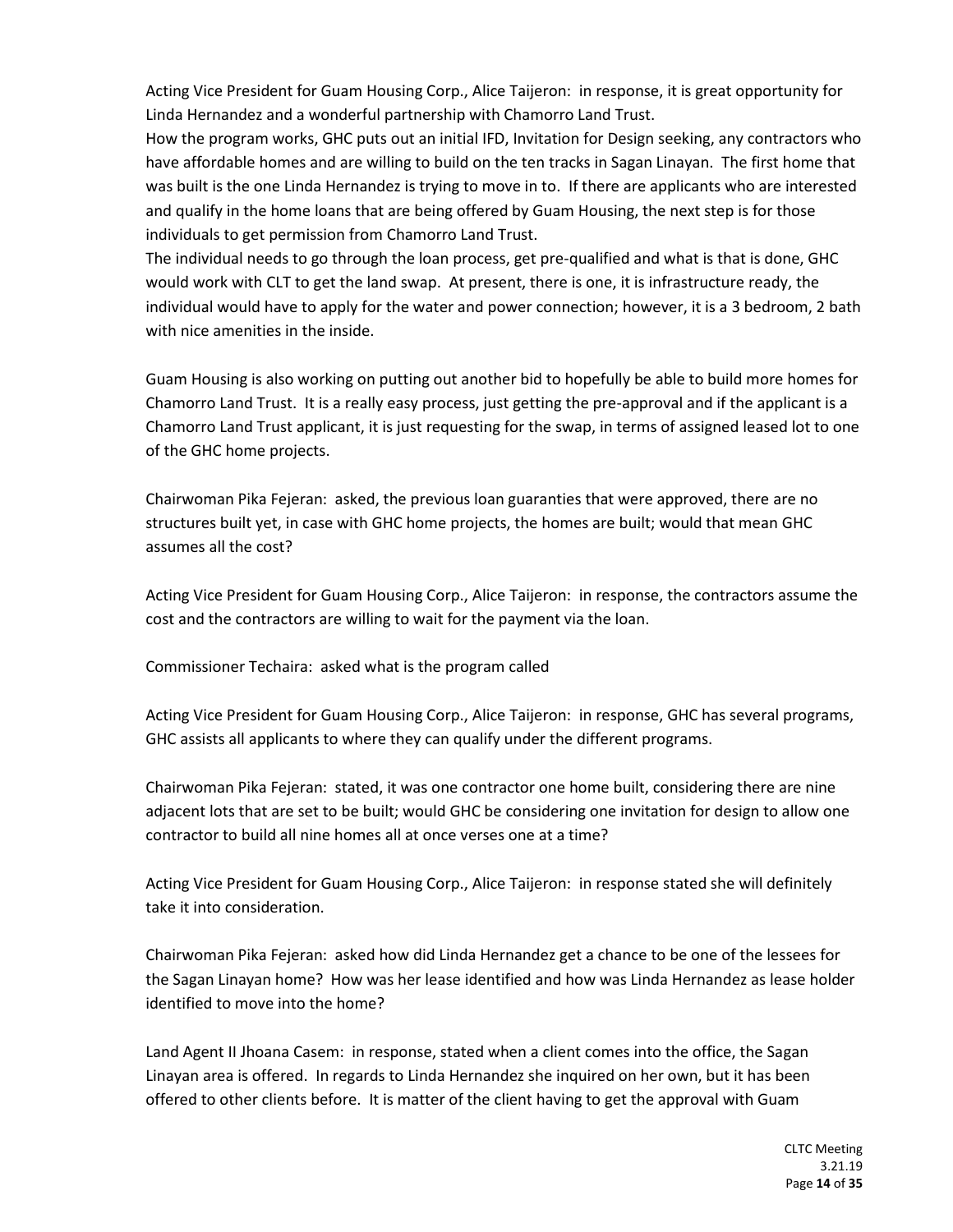Acting Vice President for Guam Housing Corp., Alice Taijeron: in response, it is great opportunity for Linda Hernandez and a wonderful partnership with Chamorro Land Trust.
How the program works, GHC puts out an initial IFD, Invitation for Design seeking, any contractors who have affordable homes and are willing to build on the ten tracks in Sagan Linayan. The first home that was built is the one Linda Hernandez is trying to move in to. If there are applicants who are interested and qualify in the home loans that are being offered by Guam Housing, the next step is for those individuals to get permission from Chamorro Land Trust.
The individual needs to go through the loan process, get pre-qualified and what is that is done, GHC would work with CLT to get the land swap. At present, there is one, it is infrastructure ready, the individual would have to apply for the water and power connection; however, it is a 3 bedroom, 2 bath with nice amenities in the inside.

Guam Housing is also working on putting out another bid to hopefully be able to build more homes for Chamorro Land Trust. It is a really easy process, just getting the pre-approval and if the applicant is a Chamorro Land Trust applicant, it is just requesting for the swap, in terms of assigned leased lot to one of the GHC home projects.

Chairwoman Pika Fejeran: asked, the previous loan guaranties that were approved, there are no structures built yet, in case with GHC home projects, the homes are built; would that mean GHC assumes all the cost?

Acting Vice President for Guam Housing Corp., Alice Taijeron: in response, the contractors assume the cost and the contractors are willing to wait for the payment via the loan.

Commissioner Techaira: asked what is the program called

Acting Vice President for Guam Housing Corp., Alice Taijeron: in response, GHC has several programs, GHC assists all applicants to where they can qualify under the different programs.

Chairwoman Pika Fejeran: stated, it was one contractor one home built, considering there are nine adjacent lots that are set to be built; would GHC be considering one invitation for design to allow one contractor to build all nine homes all at once verses one at a time?

Acting Vice President for Guam Housing Corp., Alice Taijeron: in response stated she will definitely take it into consideration.

Chairwoman Pika Fejeran: asked how did Linda Hernandez get a chance to be one of the lessees for the Sagan Linayan home? How was her lease identified and how was Linda Hernandez as lease holder identified to move into the home?

Land Agent II Jhoana Casem: in response, stated when a client comes into the office, the Sagan Linayan area is offered. In regards to Linda Hernandez she inquired on her own, but it has been offered to other clients before. It is matter of the client having to get the approval with Guam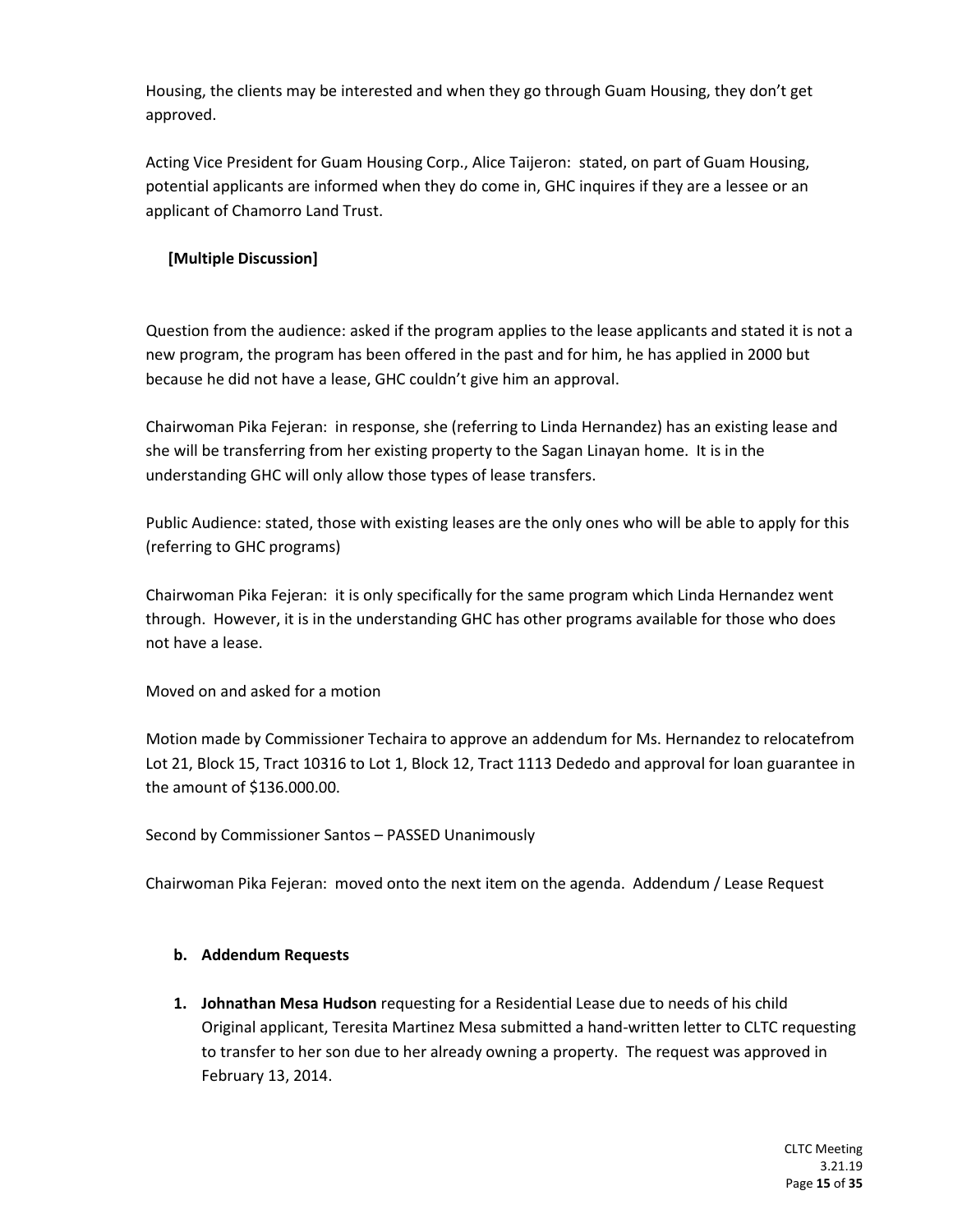Housing, the clients may be interested and when they go through Guam Housing, they don't get approved.

Acting Vice President for Guam Housing Corp., Alice Taijeron: stated, on part of Guam Housing, potential applicants are informed when they do come in, GHC inquires if they are a lessee or an applicant of Chamorro Land Trust.

**[Multiple Discussion]**

Question from the audience: asked if the program applies to the lease applicants and stated it is not a new program, the program has been offered in the past and for him, he has applied in 2000 but because he did not have a lease, GHC couldn't give him an approval.

Chairwoman Pika Fejeran: in response, she (referring to Linda Hernandez) has an existing lease and she will be transferring from her existing property to the Sagan Linayan home. It is in the understanding GHC will only allow those types of lease transfers.

Public Audience: stated, those with existing leases are the only ones who will be able to apply for this (referring to GHC programs)

Chairwoman Pika Fejeran: it is only specifically for the same program which Linda Hernandez went through. However, it is in the understanding GHC has other programs available for those who does not have a lease.

Moved on and asked for a motion

Motion made by Commissioner Techaira to approve an addendum for Ms. Hernandez to relocatefrom Lot 21, Block 15, Tract 10316 to Lot 1, Block 12, Tract 1113 Dededo and approval for loan guarantee in the amount of $136.000.00.

Second by Commissioner Santos – PASSED Unanimously

Chairwoman Pika Fejeran: moved onto the next item on the agenda. Addendum / Lease Request

**b. Addendum Requests**

1. **Johnathan Mesa Hudson** requesting for a Residential Lease due to needs of his child Original applicant, Teresita Martinez Mesa submitted a hand-written letter to CLTC requesting to transfer to her son due to her already owning a property. The request was approved in February 13, 2014.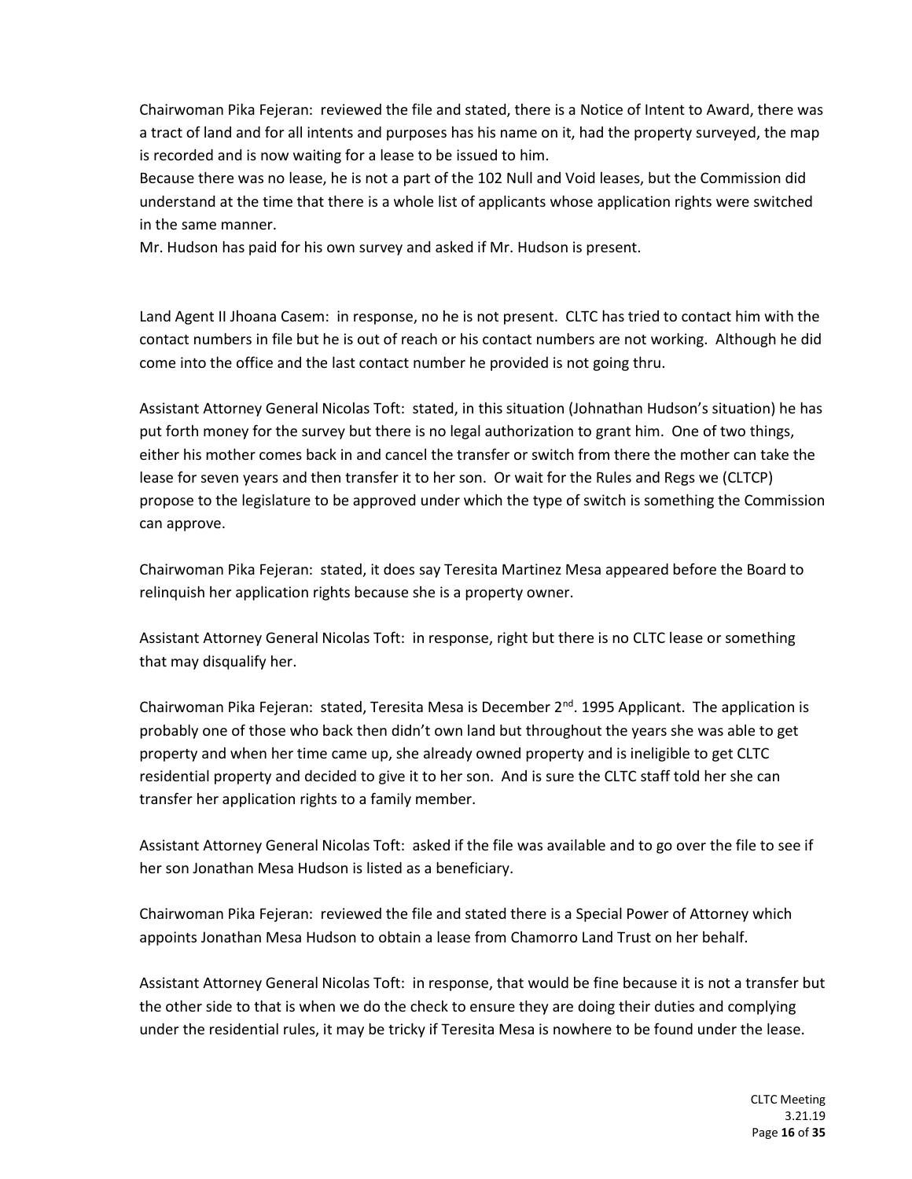Chairwoman Pika Fejeran: reviewed the file and stated, there is a Notice of Intent to Award, there was a tract of land and for all intents and purposes has his name on it, had the property surveyed, the map is recorded and is now waiting for a lease to be issued to him.
Because there was no lease, he is not a part of the 102 Null and Void leases, but the Commission did understand at the time that there is a whole list of applicants whose application rights were switched in the same manner.
Mr. Hudson has paid for his own survey and asked if Mr. Hudson is present.

Land Agent II Jhoana Casem: in response, no he is not present. CLTC has tried to contact him with the contact numbers in file but he is out of reach or his contact numbers are not working. Although he did come into the office and the last contact number he provided is not going thru.

Assistant Attorney General Nicolas Toft: stated, in this situation (Johnathan Hudson's situation) he has put forth money for the survey but there is no legal authorization to grant him. One of two things, either his mother comes back in and cancel the transfer or switch from there the mother can take the lease for seven years and then transfer it to her son. Or wait for the Rules and Regs we (CLTCP) propose to the legislature to be approved under which the type of switch is something the Commission can approve.

Chairwoman Pika Fejeran: stated, it does say Teresita Martinez Mesa appeared before the Board to relinquish her application rights because she is a property owner.

Assistant Attorney General Nicolas Toft: in response, right but there is no CLTC lease or something that may disqualify her.

Chairwoman Pika Fejeran: stated, Teresita Mesa is December 2nd. 1995 Applicant. The application is probably one of those who back then didn't own land but throughout the years she was able to get property and when her time came up, she already owned property and is ineligible to get CLTC residential property and decided to give it to her son. And is sure the CLTC staff told her she can transfer her application rights to a family member.

Assistant Attorney General Nicolas Toft: asked if the file was available and to go over the file to see if her son Jonathan Mesa Hudson is listed as a beneficiary.

Chairwoman Pika Fejeran: reviewed the file and stated there is a Special Power of Attorney which appoints Jonathan Mesa Hudson to obtain a lease from Chamorro Land Trust on her behalf.

Assistant Attorney General Nicolas Toft: in response, that would be fine because it is not a transfer but the other side to that is when we do the check to ensure they are doing their duties and complying under the residential rules, it may be tricky if Teresita Mesa is nowhere to be found under the lease.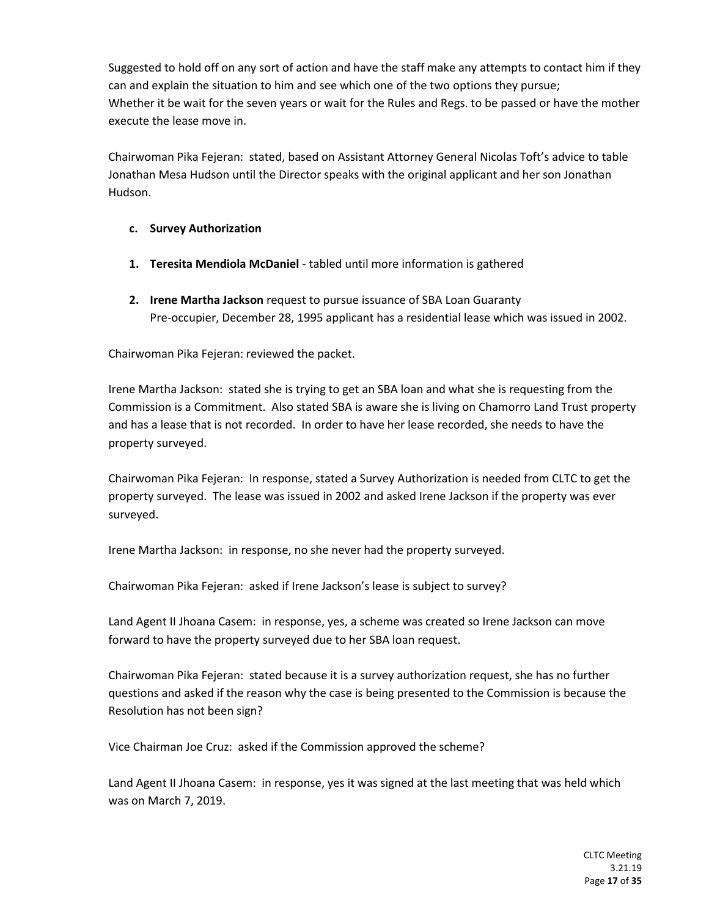Suggested to hold off on any sort of action and have the staff make any attempts to contact him if they can and explain the situation to him and see which one of the two options they pursue;
Whether it be wait for the seven years or wait for the Rules and Regs. to be passed or have the mother execute the lease move in.

Chairwoman Pika Fejeran: stated, based on Assistant Attorney General Nicolas Toft's advice to table Jonathan Mesa Hudson until the Director speaks with the original applicant and her son Jonathan Hudson.

**c. Survey Authorization**

1. **Teresita Mendiola McDaniel** - tabled until more information is gathered

2. **Irene Martha Jackson** request to pursue issuance of SBA Loan Guaranty
   Pre-occupier, December 28, 1995 applicant has a residential lease which was issued in 2002.

Chairwoman Pika Fejeran: reviewed the packet.

Irene Martha Jackson: stated she is trying to get an SBA loan and what she is requesting from the Commission is a Commitment. Also stated SBA is aware she is living on Chamorro Land Trust property and has a lease that is not recorded. In order to have her lease recorded, she needs to have the property surveyed.

Chairwoman Pika Fejeran: In response, stated a Survey Authorization is needed from CLTC to get the property surveyed. The lease was issued in 2002 and asked Irene Jackson if the property was ever surveyed.

Irene Martha Jackson: in response, no she never had the property surveyed.

Chairwoman Pika Fejeran: asked if Irene Jackson's lease is subject to survey?

Land Agent II Jhoana Casem: in response, yes, a scheme was created so Irene Jackson can move forward to have the property surveyed due to her SBA loan request.

Chairwoman Pika Fejeran: stated because it is a survey authorization request, she has no further questions and asked if the reason why the case is being presented to the Commission is because the Resolution has not been sign?

Vice Chairman Joe Cruz: asked if the Commission approved the scheme?

Land Agent II Jhoana Casem: in response, yes it was signed at the last meeting that was held which was on March 7, 2019.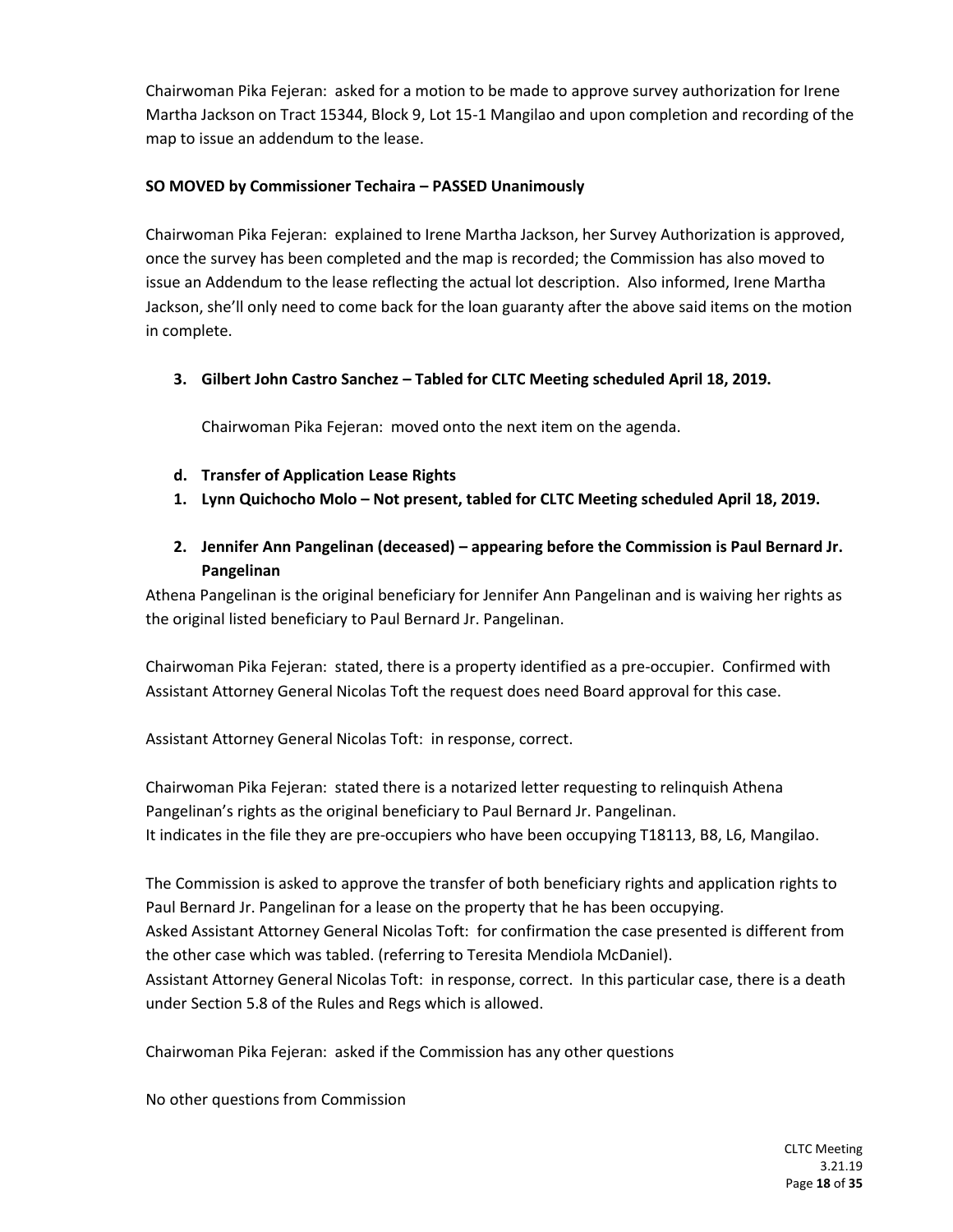Chairwoman Pika Fejeran: asked for a motion to be made to approve survey authorization for Irene Martha Jackson on Tract 15344, Block 9, Lot 15-1 Mangilao and upon completion and recording of the map to issue an addendum to the lease.

**SO MOVED by Commissioner Techaira – PASSED Unanimously**

Chairwoman Pika Fejeran: explained to Irene Martha Jackson, her Survey Authorization is approved, once the survey has been completed and the map is recorded; the Commission has also moved to issue an Addendum to the lease reflecting the actual lot description. Also informed, Irene Martha Jackson, she'll only need to come back for the loan guaranty after the above said items on the motion in complete.

3. **Gilbert John Castro Sanchez – Tabled for CLTC Meeting scheduled April 18, 2019.**

   Chairwoman Pika Fejeran: moved onto the next item on the agenda.

d. **Transfer of Application Lease Rights**

1. **Lynn Quichocho Molo – Not present, tabled for CLTC Meeting scheduled April 18, 2019.**

2. **Jennifer Ann Pangelinan (deceased) – appearing before the Commission is Paul Bernard Jr. Pangelinan**

Athena Pangelinan is the original beneficiary for Jennifer Ann Pangelinan and is waiving her rights as the original listed beneficiary to Paul Bernard Jr. Pangelinan.

Chairwoman Pika Fejeran: stated, there is a property identified as a pre-occupier. Confirmed with Assistant Attorney General Nicolas Toft the request does need Board approval for this case.

Assistant Attorney General Nicolas Toft: in response, correct.

Chairwoman Pika Fejeran: stated there is a notarized letter requesting to relinquish Athena Pangelinan's rights as the original beneficiary to Paul Bernard Jr. Pangelinan.
It indicates in the file they are pre-occupiers who have been occupying T18113, B8, L6, Mangilao.

The Commission is asked to approve the transfer of both beneficiary rights and application rights to Paul Bernard Jr. Pangelinan for a lease on the property that he has been occupying.
Asked Assistant Attorney General Nicolas Toft: for confirmation the case presented is different from the other case which was tabled. (referring to Teresita Mendiola McDaniel).
Assistant Attorney General Nicolas Toft: in response, correct. In this particular case, there is a death under Section 5.8 of the Rules and Regs which is allowed.

Chairwoman Pika Fejeran: asked if the Commission has any other questions

No other questions from Commission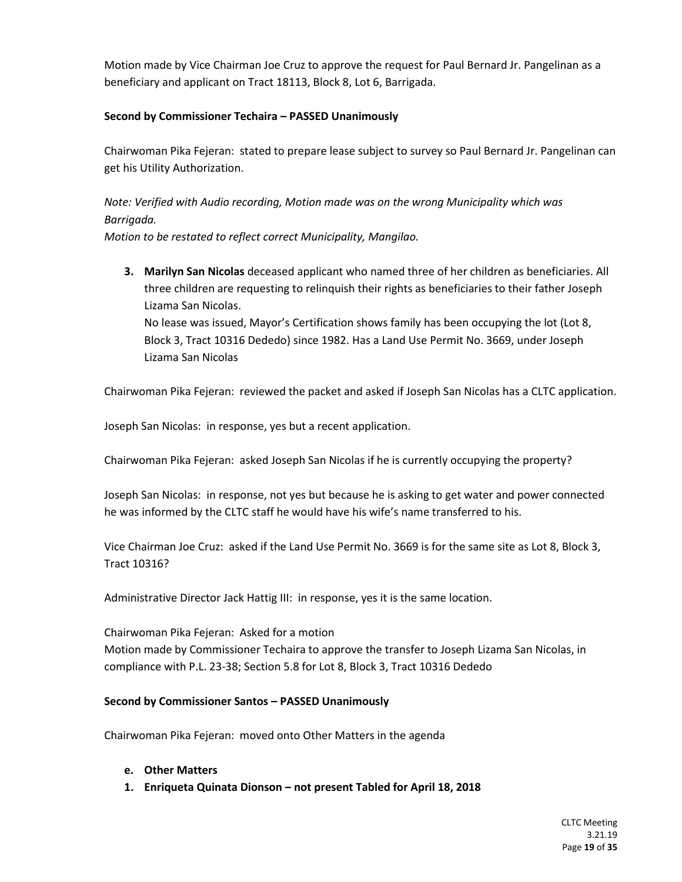Motion made by Vice Chairman Joe Cruz to approve the request for Paul Bernard Jr. Pangelinan as a beneficiary and applicant on Tract 18113, Block 8, Lot 6, Barrigada.

**Second by Commissioner Techaira – PASSED Unanimously**

Chairwoman Pika Fejeran: stated to prepare lease subject to survey so Paul Bernard Jr. Pangelinan can get his Utility Authorization.

*Note: Verified with Audio recording, Motion made was on the wrong Municipality which was Barrigada.*
*Motion to be restated to reflect correct Municipality, Mangilao.*

3. **Marilyn San Nicolas** deceased applicant who named three of her children as beneficiaries. All three children are requesting to relinquish their rights as beneficiaries to their father Joseph Lizama San Nicolas.
   No lease was issued, Mayor's Certification shows family has been occupying the lot (Lot 8, Block 3, Tract 10316 Dededo) since 1982. Has a Land Use Permit No. 3669, under Joseph Lizama San Nicolas

Chairwoman Pika Fejeran: reviewed the packet and asked if Joseph San Nicolas has a CLTC application.

Joseph San Nicolas: in response, yes but a recent application.

Chairwoman Pika Fejeran: asked Joseph San Nicolas if he is currently occupying the property?

Joseph San Nicolas: in response, not yes but because he is asking to get water and power connected he was informed by the CLTC staff he would have his wife's name transferred to his.

Vice Chairman Joe Cruz: asked if the Land Use Permit No. 3669 is for the same site as Lot 8, Block 3, Tract 10316?

Administrative Director Jack Hattig III: in response, yes it is the same location.

Chairwoman Pika Fejeran: Asked for a motion
Motion made by Commissioner Techaira to approve the transfer to Joseph Lizama San Nicolas, in compliance with P.L. 23-38; Section 5.8 for Lot 8, Block 3, Tract 10316 Dededo

**Second by Commissioner Santos – PASSED Unanimously**

Chairwoman Pika Fejeran: moved onto Other Matters in the agenda

- **e. Other Matters**

1. **Enriqueta Quinata Dionson – not present Tabled for April 18, 2018**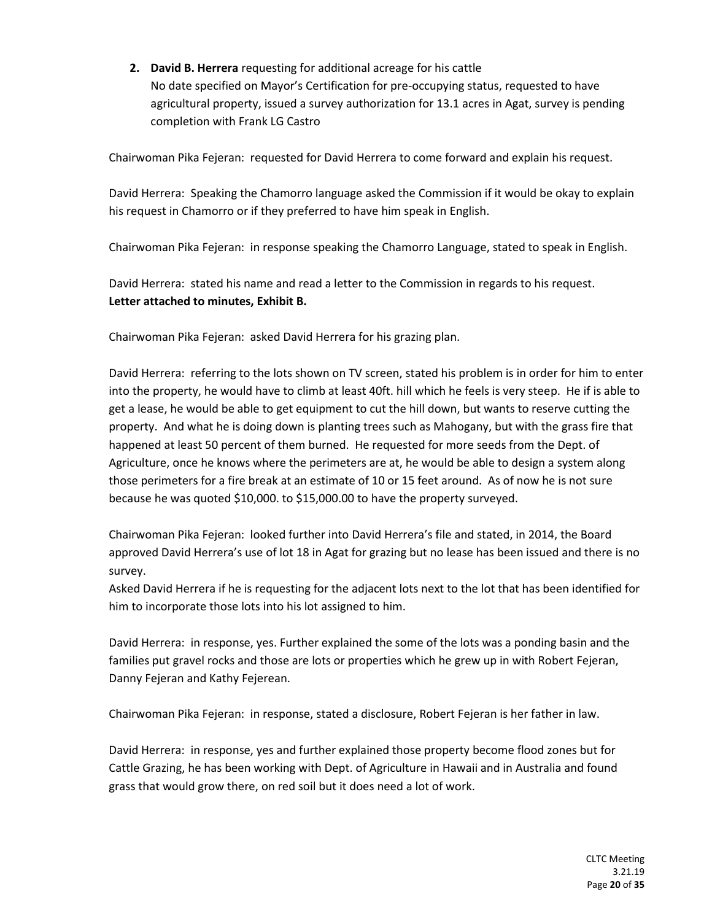2. **David B. Herrera** requesting for additional acreage for his cattle
   No date specified on Mayor's Certification for pre-occupying status, requested to have agricultural property, issued a survey authorization for 13.1 acres in Agat, survey is pending completion with Frank LG Castro

Chairwoman Pika Fejeran: requested for David Herrera to come forward and explain his request.

David Herrera: Speaking the Chamorro language asked the Commission if it would be okay to explain his request in Chamorro or if they preferred to have him speak in English.

Chairwoman Pika Fejeran: in response speaking the Chamorro Language, stated to speak in English.

David Herrera: stated his name and read a letter to the Commission in regards to his request.
**Letter attached to minutes, Exhibit B.**

Chairwoman Pika Fejeran: asked David Herrera for his grazing plan.

David Herrera: referring to the lots shown on TV screen, stated his problem is in order for him to enter into the property, he would have to climb at least 40ft. hill which he feels is very steep. He if is able to get a lease, he would be able to get equipment to cut the hill down, but wants to reserve cutting the property. And what he is doing down is planting trees such as Mahogany, but with the grass fire that happened at least 50 percent of them burned. He requested for more seeds from the Dept. of Agriculture, once he knows where the perimeters are at, he would be able to design a system along those perimeters for a fire break at an estimate of 10 or 15 feet around. As of now he is not sure because he was quoted $10,000. to $15,000.00 to have the property surveyed.

Chairwoman Pika Fejeran: looked further into David Herrera's file and stated, in 2014, the Board approved David Herrera's use of lot 18 in Agat for grazing but no lease has been issued and there is no survey.
Asked David Herrera if he is requesting for the adjacent lots next to the lot that has been identified for him to incorporate those lots into his lot assigned to him.

David Herrera: in response, yes. Further explained the some of the lots was a ponding basin and the families put gravel rocks and those are lots or properties which he grew up in with Robert Fejeran, Danny Fejeran and Kathy Fejerean.

Chairwoman Pika Fejeran: in response, stated a disclosure, Robert Fejeran is her father in law.

David Herrera: in response, yes and further explained those property become flood zones but for Cattle Grazing, he has been working with Dept. of Agriculture in Hawaii and in Australia and found grass that would grow there, on red soil but it does need a lot of work.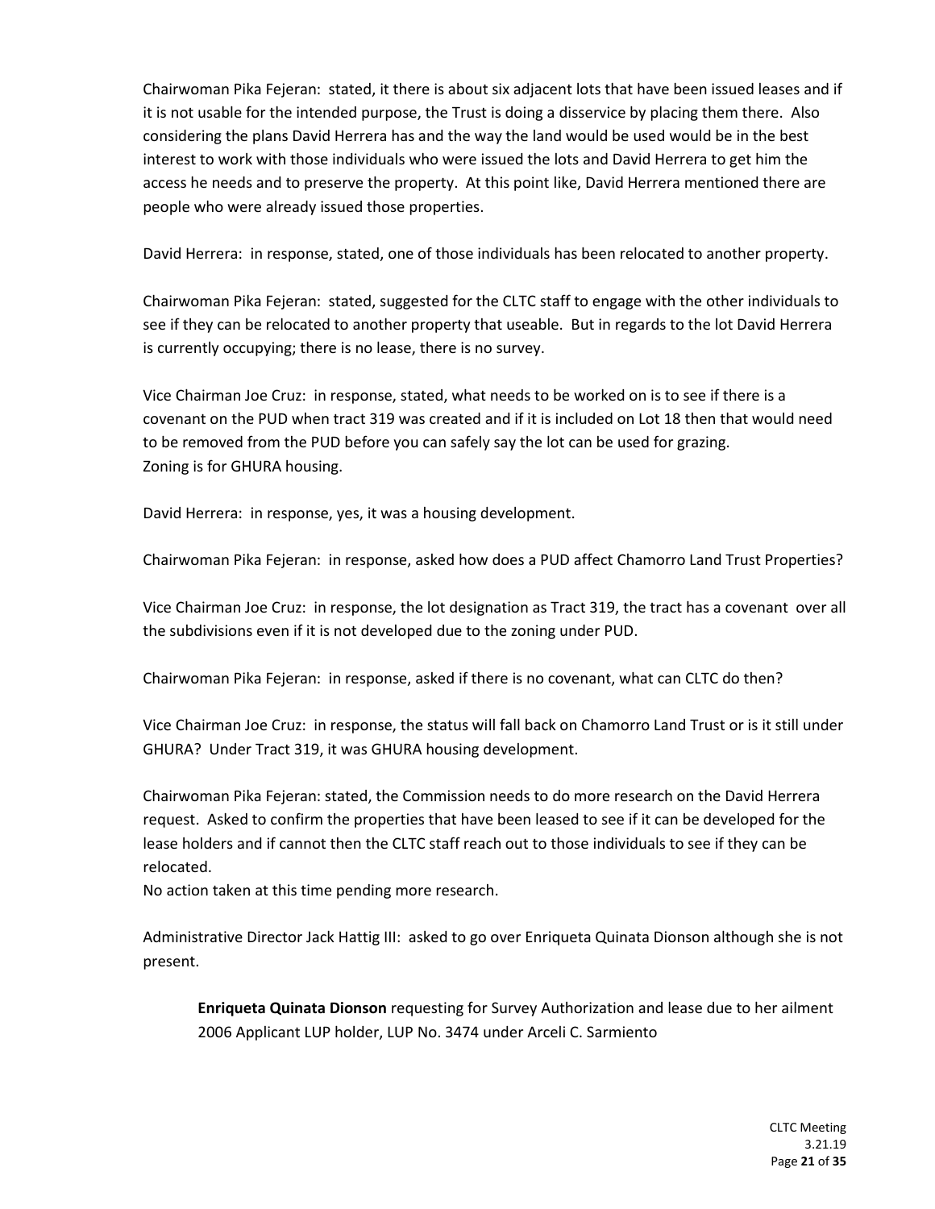Chairwoman Pika Fejeran: stated, it there is about six adjacent lots that have been issued leases and if it is not usable for the intended purpose, the Trust is doing a disservice by placing them there. Also considering the plans David Herrera has and the way the land would be used would be in the best interest to work with those individuals who were issued the lots and David Herrera to get him the access he needs and to preserve the property. At this point like, David Herrera mentioned there are people who were already issued those properties.

David Herrera: in response, stated, one of those individuals has been relocated to another property.

Chairwoman Pika Fejeran: stated, suggested for the CLTC staff to engage with the other individuals to see if they can be relocated to another property that useable. But in regards to the lot David Herrera is currently occupying; there is no lease, there is no survey.

Vice Chairman Joe Cruz: in response, stated, what needs to be worked on is to see if there is a covenant on the PUD when tract 319 was created and if it is included on Lot 18 then that would need to be removed from the PUD before you can safely say the lot can be used for grazing.
Zoning is for GHURA housing.

David Herrera: in response, yes, it was a housing development.

Chairwoman Pika Fejeran: in response, asked how does a PUD affect Chamorro Land Trust Properties?

Vice Chairman Joe Cruz: in response, the lot designation as Tract 319, the tract has a covenant over all the subdivisions even if it is not developed due to the zoning under PUD.

Chairwoman Pika Fejeran: in response, asked if there is no covenant, what can CLTC do then?

Vice Chairman Joe Cruz: in response, the status will fall back on Chamorro Land Trust or is it still under GHURA? Under Tract 319, it was GHURA housing development.

Chairwoman Pika Fejeran: stated, the Commission needs to do more research on the David Herrera request. Asked to confirm the properties that have been leased to see if it can be developed for the lease holders and if cannot then the CLTC staff reach out to those individuals to see if they can be relocated.
No action taken at this time pending more research.

Administrative Director Jack Hattig III: asked to go over Enriqueta Quinata Dionson although she is not present.

> **Enriqueta Quinata Dionson** requesting for Survey Authorization and lease due to her ailment 2006 Applicant LUP holder, LUP No. 3474 under Arceli C. Sarmiento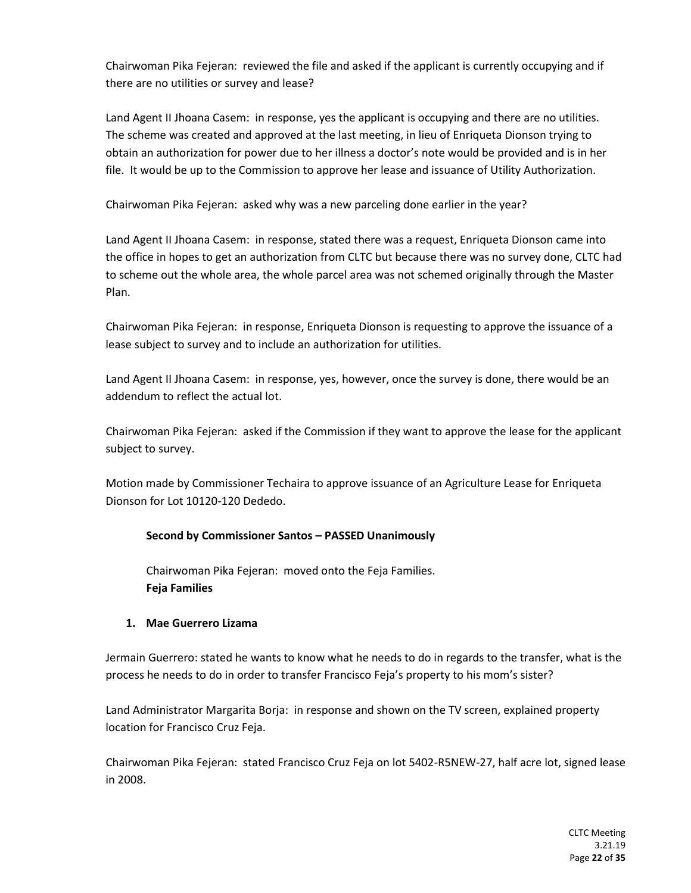Chairwoman Pika Fejeran: reviewed the file and asked if the applicant is currently occupying and if there are no utilities or survey and lease?

Land Agent II Jhoana Casem: in response, yes the applicant is occupying and there are no utilities. The scheme was created and approved at the last meeting, in lieu of Enriqueta Dionson trying to obtain an authorization for power due to her illness a doctor's note would be provided and is in her file. It would be up to the Commission to approve her lease and issuance of Utility Authorization.

Chairwoman Pika Fejeran: asked why was a new parceling done earlier in the year?

Land Agent II Jhoana Casem: in response, stated there was a request, Enriqueta Dionson came into the office in hopes to get an authorization from CLTC but because there was no survey done, CLTC had to scheme out the whole area, the whole parcel area was not schemed originally through the Master Plan.

Chairwoman Pika Fejeran: in response, Enriqueta Dionson is requesting to approve the issuance of a lease subject to survey and to include an authorization for utilities.

Land Agent II Jhoana Casem: in response, yes, however, once the survey is done, there would be an addendum to reflect the actual lot.

Chairwoman Pika Fejeran: asked if the Commission if they want to approve the lease for the applicant subject to survey.

Motion made by Commissioner Techaira to approve issuance of an Agriculture Lease for Enriqueta Dionson for Lot 10120-120 Dededo.

**Second by Commissioner Santos – PASSED Unanimously**

Chairwoman Pika Fejeran: moved onto the Feja Families.

**Feja Families**

1. **Mae Guerrero Lizama**

Jermain Guerrero: stated he wants to know what he needs to do in regards to the transfer, what is the process he needs to do in order to transfer Francisco Feja's property to his mom's sister?

Land Administrator Margarita Borja: in response and shown on the TV screen, explained property location for Francisco Cruz Feja.

Chairwoman Pika Fejeran: stated Francisco Cruz Feja on lot 5402-R5NEW-27, half acre lot, signed lease in 2008.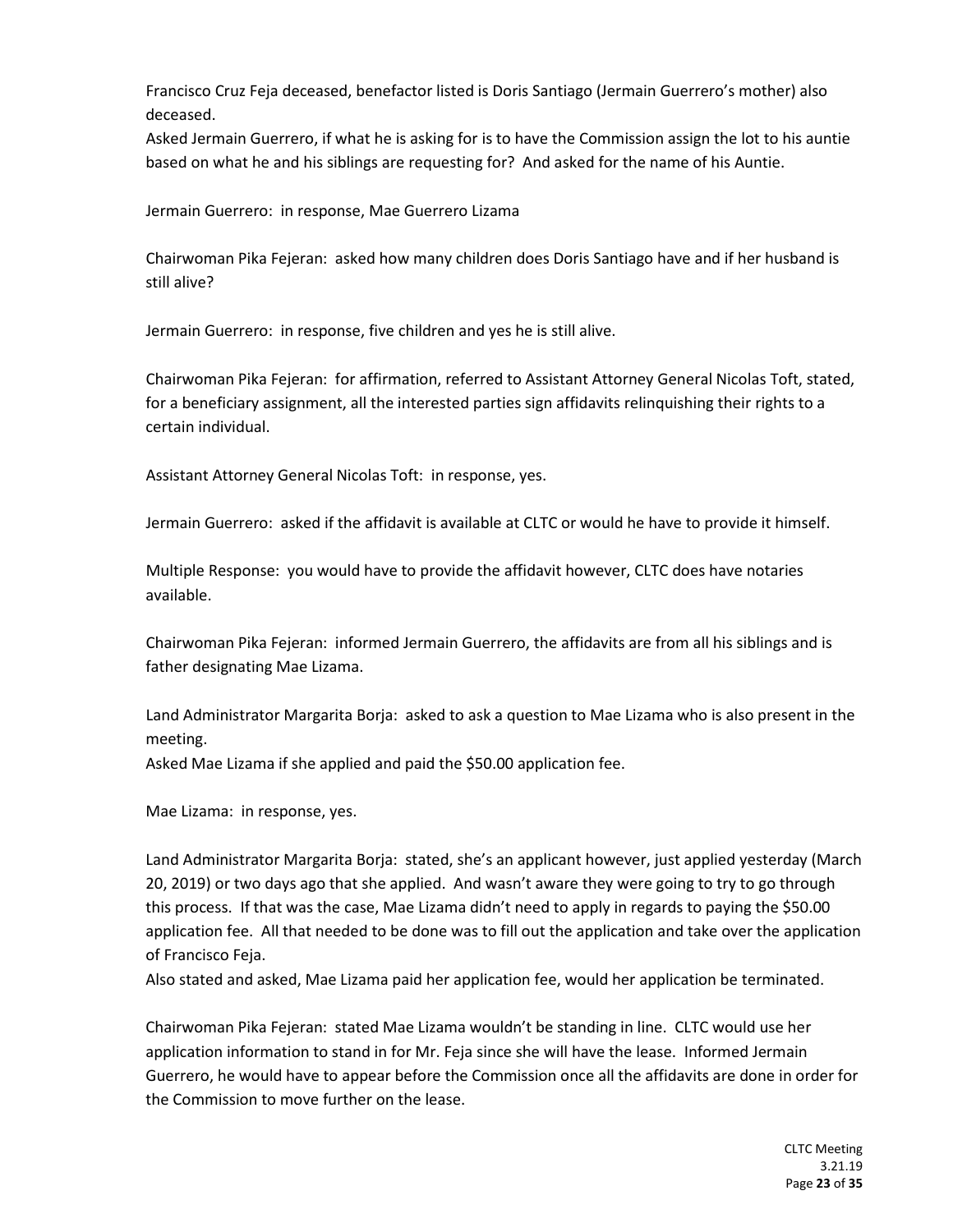Francisco Cruz Feja deceased, benefactor listed is Doris Santiago (Jermain Guerrero's mother) also deceased.
Asked Jermain Guerrero, if what he is asking for is to have the Commission assign the lot to his auntie based on what he and his siblings are requesting for? And asked for the name of his Auntie.

Jermain Guerrero: in response, Mae Guerrero Lizama

Chairwoman Pika Fejeran: asked how many children does Doris Santiago have and if her husband is still alive?

Jermain Guerrero: in response, five children and yes he is still alive.

Chairwoman Pika Fejeran: for affirmation, referred to Assistant Attorney General Nicolas Toft, stated, for a beneficiary assignment, all the interested parties sign affidavits relinquishing their rights to a certain individual.

Assistant Attorney General Nicolas Toft: in response, yes.

Jermain Guerrero: asked if the affidavit is available at CLTC or would he have to provide it himself.

Multiple Response: you would have to provide the affidavit however, CLTC does have notaries available.

Chairwoman Pika Fejeran: informed Jermain Guerrero, the affidavits are from all his siblings and is father designating Mae Lizama.

Land Administrator Margarita Borja: asked to ask a question to Mae Lizama who is also present in the meeting.
Asked Mae Lizama if she applied and paid the $50.00 application fee.

Mae Lizama: in response, yes.

Land Administrator Margarita Borja: stated, she's an applicant however, just applied yesterday (March 20, 2019) or two days ago that she applied. And wasn't aware they were going to try to go through this process. If that was the case, Mae Lizama didn't need to apply in regards to paying the $50.00 application fee. All that needed to be done was to fill out the application and take over the application of Francisco Feja.
Also stated and asked, Mae Lizama paid her application fee, would her application be terminated.

Chairwoman Pika Fejeran: stated Mae Lizama wouldn't be standing in line. CLTC would use her application information to stand in for Mr. Feja since she will have the lease. Informed Jermain Guerrero, he would have to appear before the Commission once all the affidavits are done in order for the Commission to move further on the lease.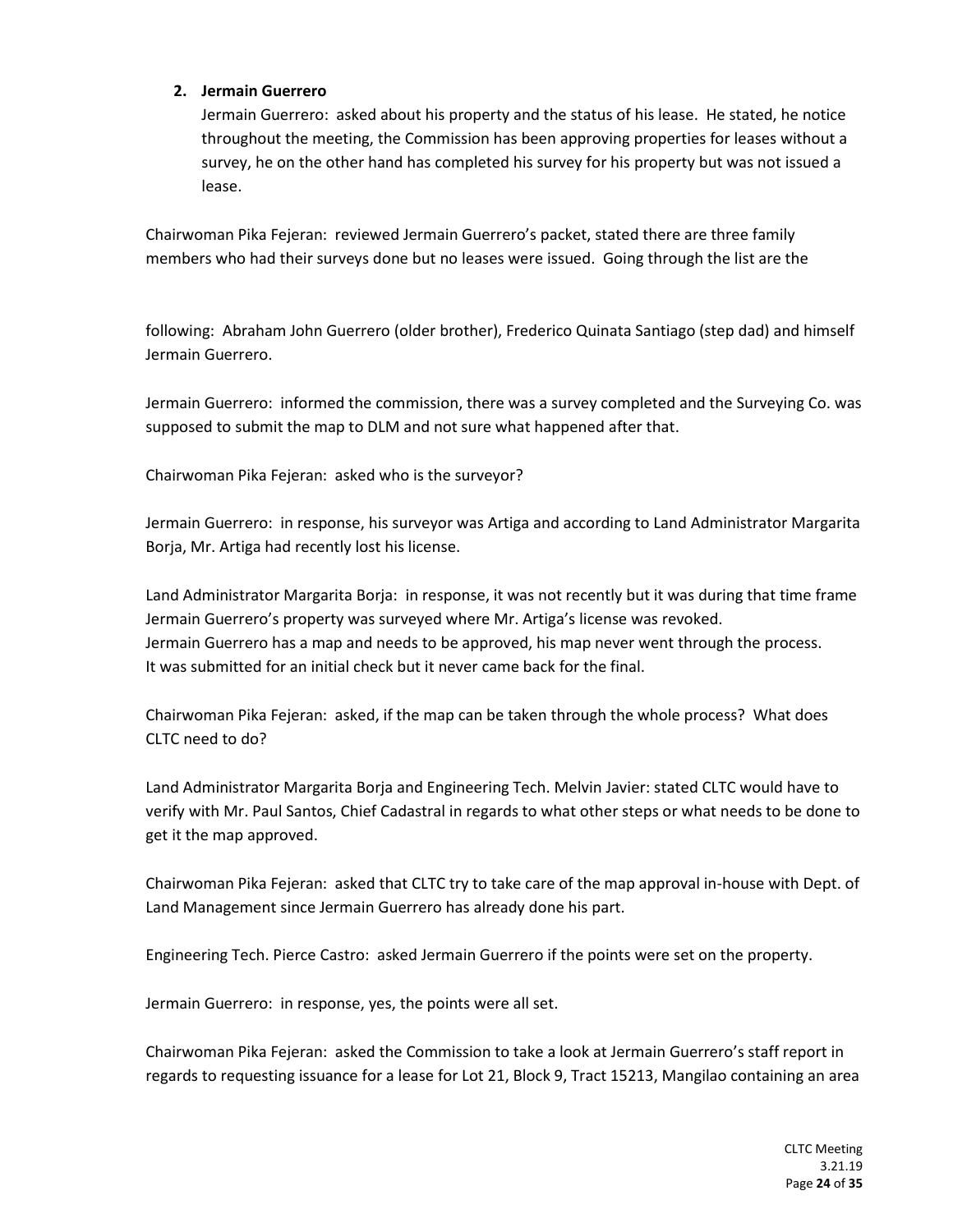2. **Jermain Guerrero**

   Jermain Guerrero: asked about his property and the status of his lease. He stated, he notice throughout the meeting, the Commission has been approving properties for leases without a survey, he on the other hand has completed his survey for his property but was not issued a lease.

Chairwoman Pika Fejeran: reviewed Jermain Guerrero's packet, stated there are three family members who had their surveys done but no leases were issued. Going through the list are the following: Abraham John Guerrero (older brother), Frederico Quinata Santiago (step dad) and himself Jermain Guerrero.

Jermain Guerrero: informed the commission, there was a survey completed and the Surveying Co. was supposed to submit the map to DLM and not sure what happened after that.

Chairwoman Pika Fejeran: asked who is the surveyor?

Jermain Guerrero: in response, his surveyor was Artiga and according to Land Administrator Margarita Borja, Mr. Artiga had recently lost his license.

Land Administrator Margarita Borja: in response, it was not recently but it was during that time frame Jermain Guerrero's property was surveyed where Mr. Artiga's license was revoked.
Jermain Guerrero has a map and needs to be approved, his map never went through the process.
It was submitted for an initial check but it never came back for the final.

Chairwoman Pika Fejeran: asked, if the map can be taken through the whole process? What does CLTC need to do?

Land Administrator Margarita Borja and Engineering Tech. Melvin Javier: stated CLTC would have to verify with Mr. Paul Santos, Chief Cadastral in regards to what other steps or what needs to be done to get it the map approved.

Chairwoman Pika Fejeran: asked that CLTC try to take care of the map approval in-house with Dept. of Land Management since Jermain Guerrero has already done his part.

Engineering Tech. Pierce Castro: asked Jermain Guerrero if the points were set on the property.

Jermain Guerrero: in response, yes, the points were all set.

Chairwoman Pika Fejeran: asked the Commission to take a look at Jermain Guerrero's staff report in regards to requesting issuance for a lease for Lot 21, Block 9, Tract 15213, Mangilao containing an area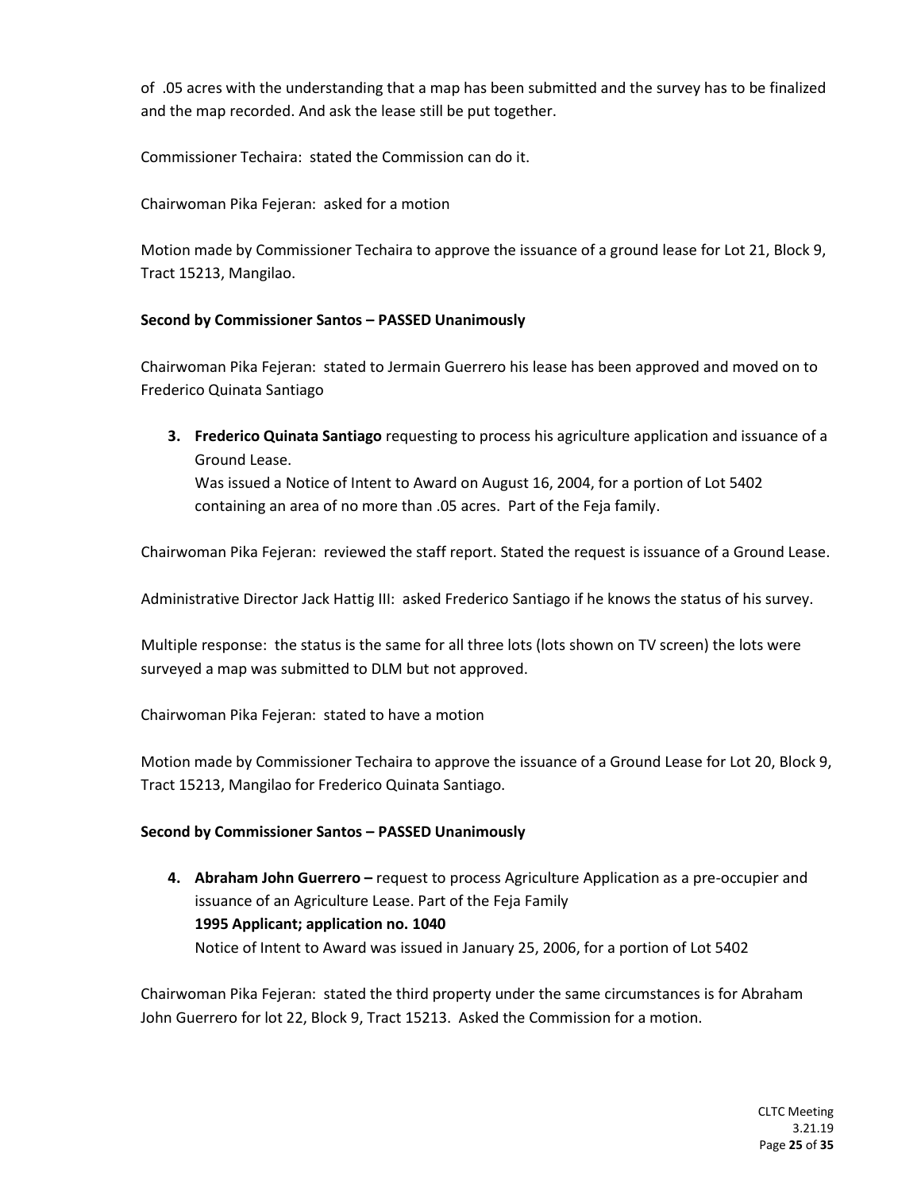of .05 acres with the understanding that a map has been submitted and the survey has to be finalized and the map recorded. And ask the lease still be put together.

Commissioner Techaira: stated the Commission can do it.

Chairwoman Pika Fejeran: asked for a motion

Motion made by Commissioner Techaira to approve the issuance of a ground lease for Lot 21, Block 9, Tract 15213, Mangilao.

**Second by Commissioner Santos – PASSED Unanimously**

Chairwoman Pika Fejeran: stated to Jermain Guerrero his lease has been approved and moved on to Frederico Quinata Santiago

3. **Frederico Quinata Santiago** requesting to process his agriculture application and issuance of a Ground Lease.
   Was issued a Notice of Intent to Award on August 16, 2004, for a portion of Lot 5402 containing an area of no more than .05 acres. Part of the Feja family.

Chairwoman Pika Fejeran: reviewed the staff report. Stated the request is issuance of a Ground Lease.

Administrative Director Jack Hattig III: asked Frederico Santiago if he knows the status of his survey.

Multiple response: the status is the same for all three lots (lots shown on TV screen) the lots were surveyed a map was submitted to DLM but not approved.

Chairwoman Pika Fejeran: stated to have a motion

Motion made by Commissioner Techaira to approve the issuance of a Ground Lease for Lot 20, Block 9, Tract 15213, Mangilao for Frederico Quinata Santiago.

**Second by Commissioner Santos – PASSED Unanimously**

4. **Abraham John Guerrero –** request to process Agriculture Application as a pre-occupier and issuance of an Agriculture Lease. Part of the Feja Family
   **1995 Applicant; application no. 1040**
   Notice of Intent to Award was issued in January 25, 2006, for a portion of Lot 5402

Chairwoman Pika Fejeran: stated the third property under the same circumstances is for Abraham John Guerrero for lot 22, Block 9, Tract 15213. Asked the Commission for a motion.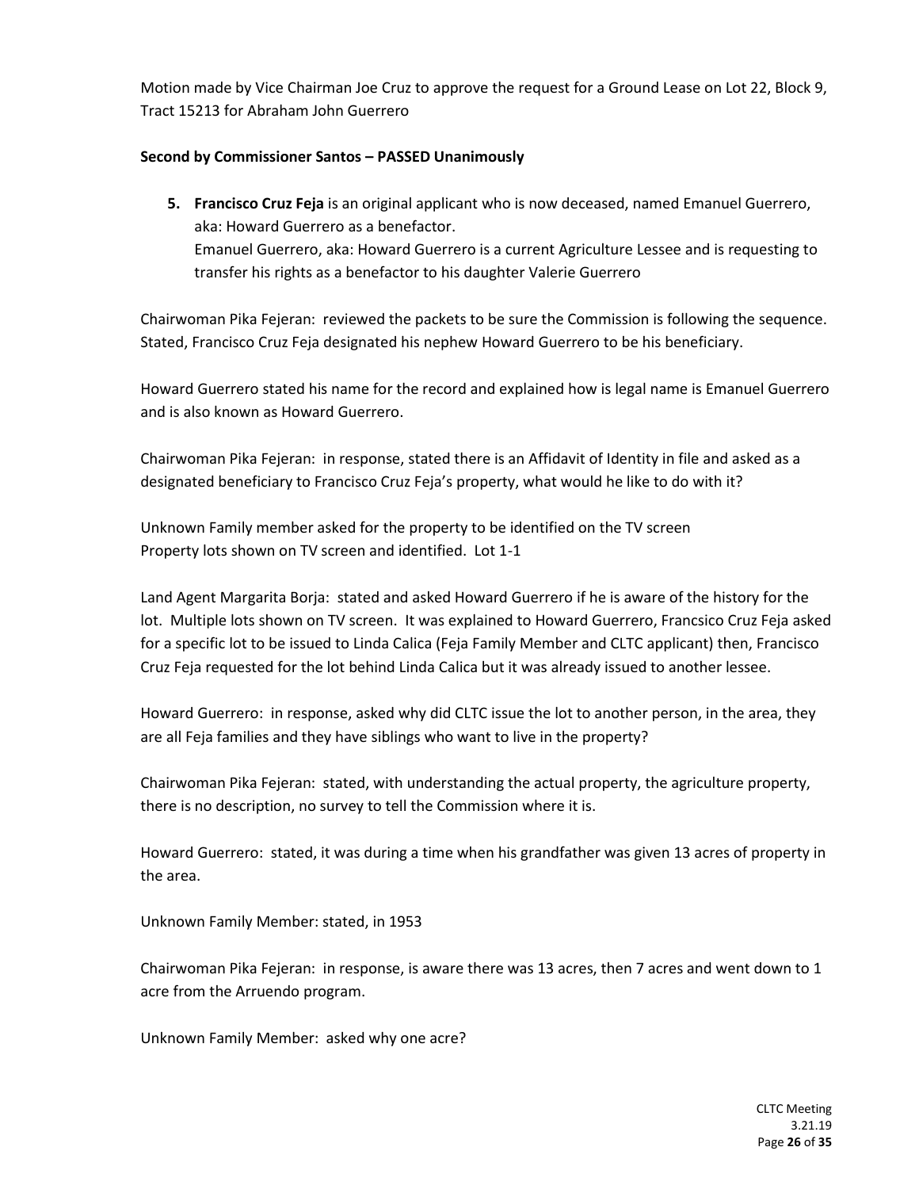Motion made by Vice Chairman Joe Cruz to approve the request for a Ground Lease on Lot 22, Block 9, Tract 15213 for Abraham John Guerrero

**Second by Commissioner Santos – PASSED Unanimously**

5. **Francisco Cruz Feja** is an original applicant who is now deceased, named Emanuel Guerrero, aka: Howard Guerrero as a benefactor.
   Emanuel Guerrero, aka: Howard Guerrero is a current Agriculture Lessee and is requesting to transfer his rights as a benefactor to his daughter Valerie Guerrero

Chairwoman Pika Fejeran: reviewed the packets to be sure the Commission is following the sequence. Stated, Francisco Cruz Feja designated his nephew Howard Guerrero to be his beneficiary.

Howard Guerrero stated his name for the record and explained how is legal name is Emanuel Guerrero and is also known as Howard Guerrero.

Chairwoman Pika Fejeran: in response, stated there is an Affidavit of Identity in file and asked as a designated beneficiary to Francisco Cruz Feja's property, what would he like to do with it?

Unknown Family member asked for the property to be identified on the TV screen
Property lots shown on TV screen and identified. Lot 1-1

Land Agent Margarita Borja: stated and asked Howard Guerrero if he is aware of the history for the lot. Multiple lots shown on TV screen. It was explained to Howard Guerrero, Francsico Cruz Feja asked for a specific lot to be issued to Linda Calica (Feja Family Member and CLTC applicant) then, Francisco Cruz Feja requested for the lot behind Linda Calica but it was already issued to another lessee.

Howard Guerrero: in response, asked why did CLTC issue the lot to another person, in the area, they are all Feja families and they have siblings who want to live in the property?

Chairwoman Pika Fejeran: stated, with understanding the actual property, the agriculture property, there is no description, no survey to tell the Commission where it is.

Howard Guerrero: stated, it was during a time when his grandfather was given 13 acres of property in the area.

Unknown Family Member: stated, in 1953

Chairwoman Pika Fejeran: in response, is aware there was 13 acres, then 7 acres and went down to 1 acre from the Arruendo program.

Unknown Family Member: asked why one acre?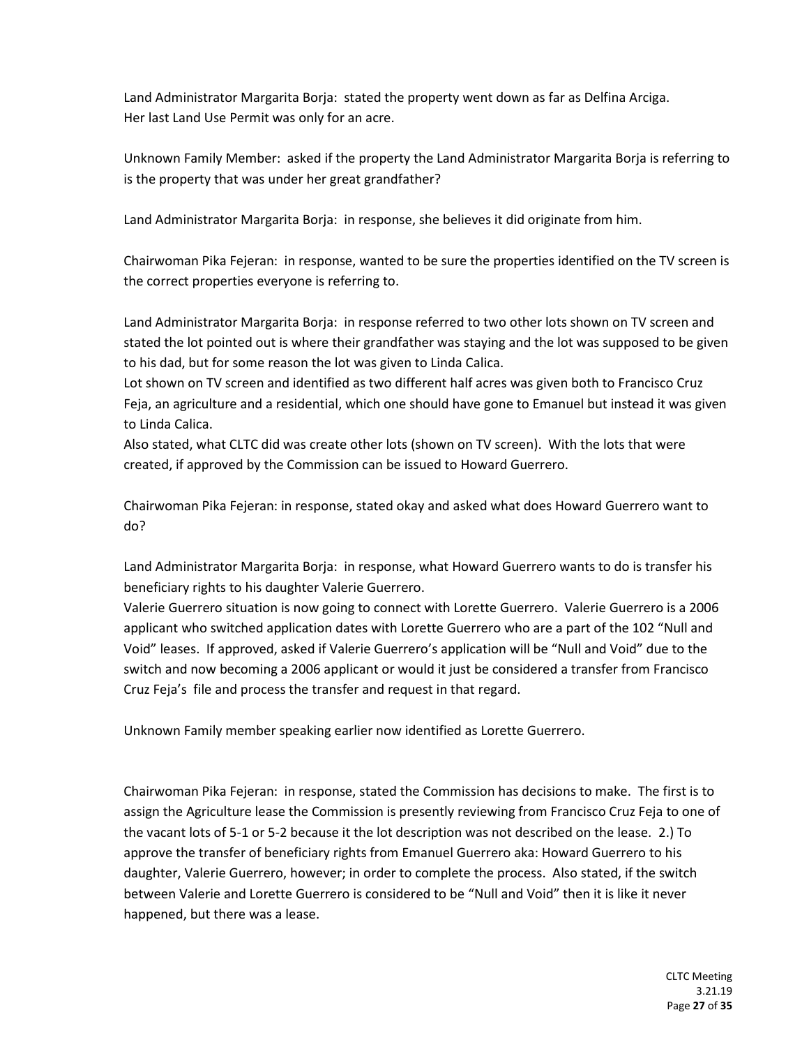Land Administrator Margarita Borja: stated the property went down as far as Delfina Arciga. Her last Land Use Permit was only for an acre.

Unknown Family Member: asked if the property the Land Administrator Margarita Borja is referring to is the property that was under her great grandfather?

Land Administrator Margarita Borja: in response, she believes it did originate from him.

Chairwoman Pika Fejeran: in response, wanted to be sure the properties identified on the TV screen is the correct properties everyone is referring to.

Land Administrator Margarita Borja: in response referred to two other lots shown on TV screen and stated the lot pointed out is where their grandfather was staying and the lot was supposed to be given to his dad, but for some reason the lot was given to Linda Calica.
Lot shown on TV screen and identified as two different half acres was given both to Francisco Cruz Feja, an agriculture and a residential, which one should have gone to Emanuel but instead it was given to Linda Calica.
Also stated, what CLTC did was create other lots (shown on TV screen). With the lots that were created, if approved by the Commission can be issued to Howard Guerrero.

Chairwoman Pika Fejeran: in response, stated okay and asked what does Howard Guerrero want to do?

Land Administrator Margarita Borja: in response, what Howard Guerrero wants to do is transfer his beneficiary rights to his daughter Valerie Guerrero.
Valerie Guerrero situation is now going to connect with Lorette Guerrero. Valerie Guerrero is a 2006 applicant who switched application dates with Lorette Guerrero who are a part of the 102 "Null and Void" leases. If approved, asked if Valerie Guerrero's application will be "Null and Void" due to the switch and now becoming a 2006 applicant or would it just be considered a transfer from Francisco Cruz Feja's file and process the transfer and request in that regard.

Unknown Family member speaking earlier now identified as Lorette Guerrero.

Chairwoman Pika Fejeran: in response, stated the Commission has decisions to make. The first is to assign the Agriculture lease the Commission is presently reviewing from Francisco Cruz Feja to one of the vacant lots of 5-1 or 5-2 because it the lot description was not described on the lease. 2.) To approve the transfer of beneficiary rights from Emanuel Guerrero aka: Howard Guerrero to his daughter, Valerie Guerrero, however; in order to complete the process. Also stated, if the switch between Valerie and Lorette Guerrero is considered to be "Null and Void" then it is like it never happened, but there was a lease.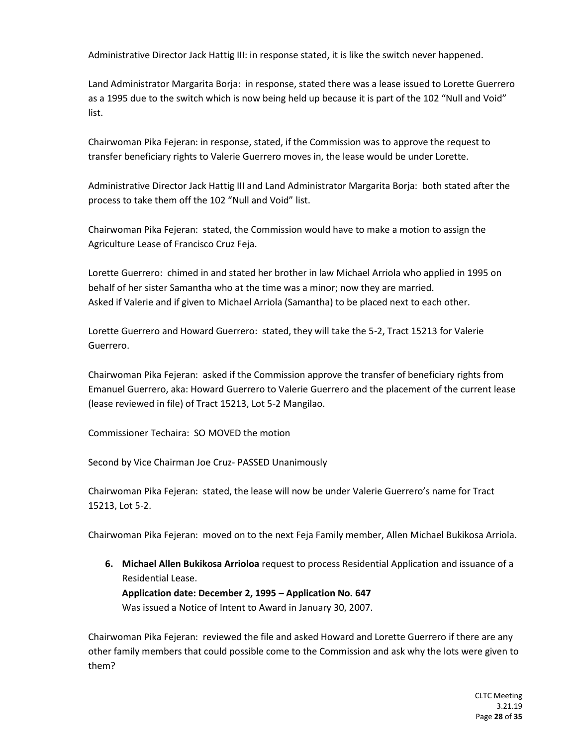Administrative Director Jack Hattig III: in response stated, it is like the switch never happened.

Land Administrator Margarita Borja: in response, stated there was a lease issued to Lorette Guerrero as a 1995 due to the switch which is now being held up because it is part of the 102 "Null and Void" list.

Chairwoman Pika Fejeran: in response, stated, if the Commission was to approve the request to transfer beneficiary rights to Valerie Guerrero moves in, the lease would be under Lorette.

Administrative Director Jack Hattig III and Land Administrator Margarita Borja: both stated after the process to take them off the 102 "Null and Void" list.

Chairwoman Pika Fejeran: stated, the Commission would have to make a motion to assign the Agriculture Lease of Francisco Cruz Feja.

Lorette Guerrero: chimed in and stated her brother in law Michael Arriola who applied in 1995 on behalf of her sister Samantha who at the time was a minor; now they are married.
Asked if Valerie and if given to Michael Arriola (Samantha) to be placed next to each other.

Lorette Guerrero and Howard Guerrero: stated, they will take the 5-2, Tract 15213 for Valerie Guerrero.

Chairwoman Pika Fejeran: asked if the Commission approve the transfer of beneficiary rights from Emanuel Guerrero, aka: Howard Guerrero to Valerie Guerrero and the placement of the current lease (lease reviewed in file) of Tract 15213, Lot 5-2 Mangilao.

Commissioner Techaira: SO MOVED the motion

Second by Vice Chairman Joe Cruz- PASSED Unanimously

Chairwoman Pika Fejeran: stated, the lease will now be under Valerie Guerrero's name for Tract 15213, Lot 5-2.

Chairwoman Pika Fejeran: moved on to the next Feja Family member, Allen Michael Bukikosa Arriola.

6. **Michael Allen Bukikosa Arrioloa** request to process Residential Application and issuance of a Residential Lease.
   **Application date: December 2, 1995 – Application No. 647**
   Was issued a Notice of Intent to Award in January 30, 2007.

Chairwoman Pika Fejeran: reviewed the file and asked Howard and Lorette Guerrero if there are any other family members that could possible come to the Commission and ask why the lots were given to them?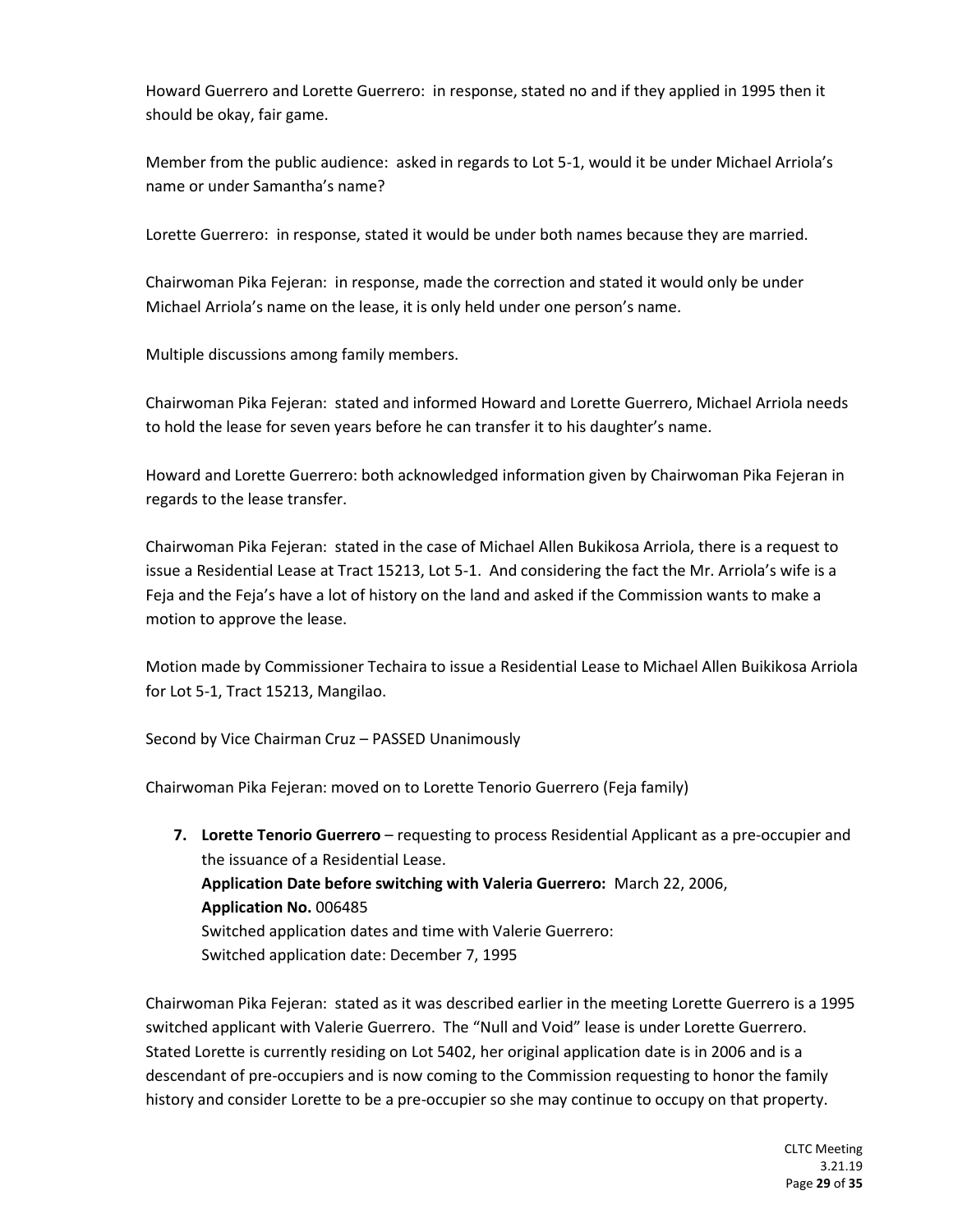Howard Guerrero and Lorette Guerrero: in response, stated no and if they applied in 1995 then it should be okay, fair game.

Member from the public audience: asked in regards to Lot 5-1, would it be under Michael Arriola's name or under Samantha's name?

Lorette Guerrero: in response, stated it would be under both names because they are married.

Chairwoman Pika Fejeran: in response, made the correction and stated it would only be under Michael Arriola's name on the lease, it is only held under one person's name.

Multiple discussions among family members.

Chairwoman Pika Fejeran: stated and informed Howard and Lorette Guerrero, Michael Arriola needs to hold the lease for seven years before he can transfer it to his daughter's name.

Howard and Lorette Guerrero: both acknowledged information given by Chairwoman Pika Fejeran in regards to the lease transfer.

Chairwoman Pika Fejeran: stated in the case of Michael Allen Bukikosa Arriola, there is a request to issue a Residential Lease at Tract 15213, Lot 5-1. And considering the fact the Mr. Arriola's wife is a Feja and the Feja's have a lot of history on the land and asked if the Commission wants to make a motion to approve the lease.

Motion made by Commissioner Techaira to issue a Residential Lease to Michael Allen Buikikosa Arriola for Lot 5-1, Tract 15213, Mangilao.

Second by Vice Chairman Cruz – PASSED Unanimously

Chairwoman Pika Fejeran: moved on to Lorette Tenorio Guerrero (Feja family)

7. **Lorette Tenorio Guerrero** – requesting to process Residential Applicant as a pre-occupier and the issuance of a Residential Lease.
   **Application Date before switching with Valeria Guerrero:** March 22, 2006,
   **Application No.** 006485
   Switched application dates and time with Valerie Guerrero:
   Switched application date: December 7, 1995

Chairwoman Pika Fejeran: stated as it was described earlier in the meeting Lorette Guerrero is a 1995 switched applicant with Valerie Guerrero. The "Null and Void" lease is under Lorette Guerrero. Stated Lorette is currently residing on Lot 5402, her original application date is in 2006 and is a descendant of pre-occupiers and is now coming to the Commission requesting to honor the family history and consider Lorette to be a pre-occupier so she may continue to occupy on that property.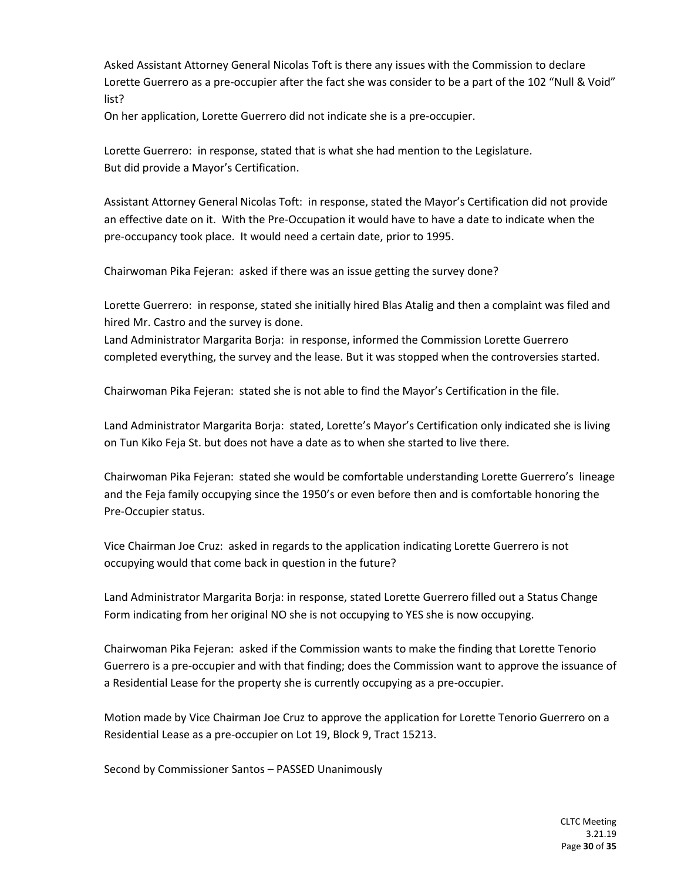Asked Assistant Attorney General Nicolas Toft is there any issues with the Commission to declare Lorette Guerrero as a pre-occupier after the fact she was consider to be a part of the 102 "Null & Void" list?
On her application, Lorette Guerrero did not indicate she is a pre-occupier.

Lorette Guerrero: in response, stated that is what she had mention to the Legislature.
But did provide a Mayor's Certification.

Assistant Attorney General Nicolas Toft: in response, stated the Mayor's Certification did not provide an effective date on it. With the Pre-Occupation it would have to have a date to indicate when the pre-occupancy took place. It would need a certain date, prior to 1995.

Chairwoman Pika Fejeran: asked if there was an issue getting the survey done?

Lorette Guerrero: in response, stated she initially hired Blas Atalig and then a complaint was filed and hired Mr. Castro and the survey is done.
Land Administrator Margarita Borja: in response, informed the Commission Lorette Guerrero completed everything, the survey and the lease. But it was stopped when the controversies started.

Chairwoman Pika Fejeran: stated she is not able to find the Mayor's Certification in the file.

Land Administrator Margarita Borja: stated, Lorette's Mayor's Certification only indicated she is living on Tun Kiko Feja St. but does not have a date as to when she started to live there.

Chairwoman Pika Fejeran: stated she would be comfortable understanding Lorette Guerrero's lineage and the Feja family occupying since the 1950's or even before then and is comfortable honoring the Pre-Occupier status.

Vice Chairman Joe Cruz: asked in regards to the application indicating Lorette Guerrero is not occupying would that come back in question in the future?

Land Administrator Margarita Borja: in response, stated Lorette Guerrero filled out a Status Change Form indicating from her original NO she is not occupying to YES she is now occupying.

Chairwoman Pika Fejeran: asked if the Commission wants to make the finding that Lorette Tenorio Guerrero is a pre-occupier and with that finding; does the Commission want to approve the issuance of a Residential Lease for the property she is currently occupying as a pre-occupier.

Motion made by Vice Chairman Joe Cruz to approve the application for Lorette Tenorio Guerrero on a Residential Lease as a pre-occupier on Lot 19, Block 9, Tract 15213.

Second by Commissioner Santos – PASSED Unanimously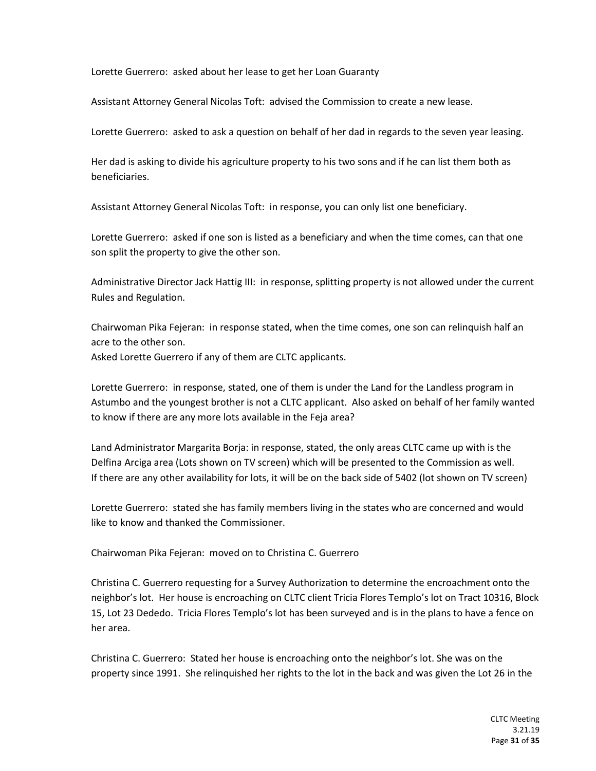Lorette Guerrero: asked about her lease to get her Loan Guaranty

Assistant Attorney General Nicolas Toft: advised the Commission to create a new lease.

Lorette Guerrero: asked to ask a question on behalf of her dad in regards to the seven year leasing.

Her dad is asking to divide his agriculture property to his two sons and if he can list them both as beneficiaries.

Assistant Attorney General Nicolas Toft: in response, you can only list one beneficiary.

Lorette Guerrero: asked if one son is listed as a beneficiary and when the time comes, can that one son split the property to give the other son.

Administrative Director Jack Hattig III: in response, splitting property is not allowed under the current Rules and Regulation.

Chairwoman Pika Fejeran: in response stated, when the time comes, one son can relinquish half an acre to the other son.
Asked Lorette Guerrero if any of them are CLTC applicants.

Lorette Guerrero: in response, stated, one of them is under the Land for the Landless program in Astumbo and the youngest brother is not a CLTC applicant. Also asked on behalf of her family wanted to know if there are any more lots available in the Feja area?

Land Administrator Margarita Borja: in response, stated, the only areas CLTC came up with is the Delfina Arciga area (Lots shown on TV screen) which will be presented to the Commission as well. If there are any other availability for lots, it will be on the back side of 5402 (lot shown on TV screen)

Lorette Guerrero: stated she has family members living in the states who are concerned and would like to know and thanked the Commissioner.

Chairwoman Pika Fejeran: moved on to Christina C. Guerrero

Christina C. Guerrero requesting for a Survey Authorization to determine the encroachment onto the neighbor's lot. Her house is encroaching on CLTC client Tricia Flores Templo's lot on Tract 10316, Block 15, Lot 23 Dededo. Tricia Flores Templo's lot has been surveyed and is in the plans to have a fence on her area.

Christina C. Guerrero: Stated her house is encroaching onto the neighbor's lot. She was on the property since 1991. She relinquished her rights to the lot in the back and was given the Lot 26 in the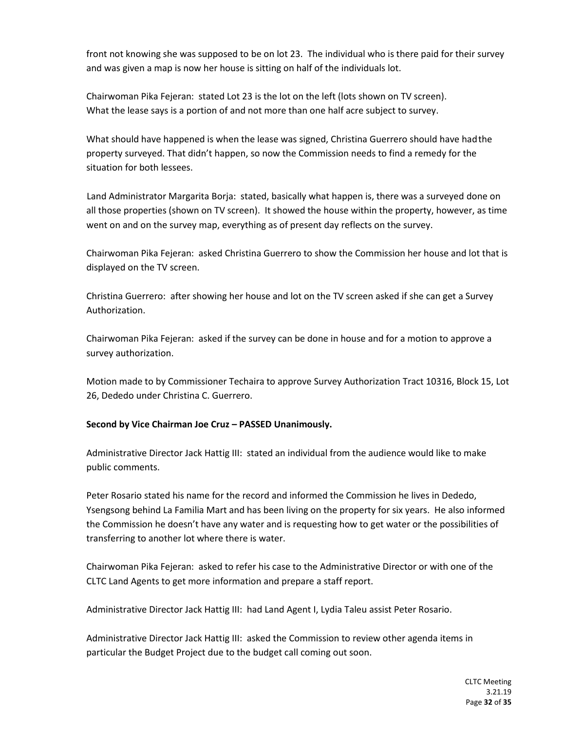front not knowing she was supposed to be on lot 23. The individual who is there paid for their survey and was given a map is now her house is sitting on half of the individuals lot.

Chairwoman Pika Fejeran: stated Lot 23 is the lot on the left (lots shown on TV screen). What the lease says is a portion of and not more than one half acre subject to survey.

What should have happened is when the lease was signed, Christina Guerrero should have had the property surveyed. That didn't happen, so now the Commission needs to find a remedy for the situation for both lessees.

Land Administrator Margarita Borja: stated, basically what happen is, there was a surveyed done on all those properties (shown on TV screen). It showed the house within the property, however, as time went on and on the survey map, everything as of present day reflects on the survey.

Chairwoman Pika Fejeran: asked Christina Guerrero to show the Commission her house and lot that is displayed on the TV screen.

Christina Guerrero: after showing her house and lot on the TV screen asked if she can get a Survey Authorization.

Chairwoman Pika Fejeran: asked if the survey can be done in house and for a motion to approve a survey authorization.

Motion made to by Commissioner Techaira to approve Survey Authorization Tract 10316, Block 15, Lot 26, Dededo under Christina C. Guerrero.

**Second by Vice Chairman Joe Cruz – PASSED Unanimously.**

Administrative Director Jack Hattig III: stated an individual from the audience would like to make public comments.

Peter Rosario stated his name for the record and informed the Commission he lives in Dededo, Ysengsong behind La Familia Mart and has been living on the property for six years. He also informed the Commission he doesn't have any water and is requesting how to get water or the possibilities of transferring to another lot where there is water.

Chairwoman Pika Fejeran: asked to refer his case to the Administrative Director or with one of the CLTC Land Agents to get more information and prepare a staff report.

Administrative Director Jack Hattig III: had Land Agent I, Lydia Taleu assist Peter Rosario.

Administrative Director Jack Hattig III: asked the Commission to review other agenda items in particular the Budget Project due to the budget call coming out soon.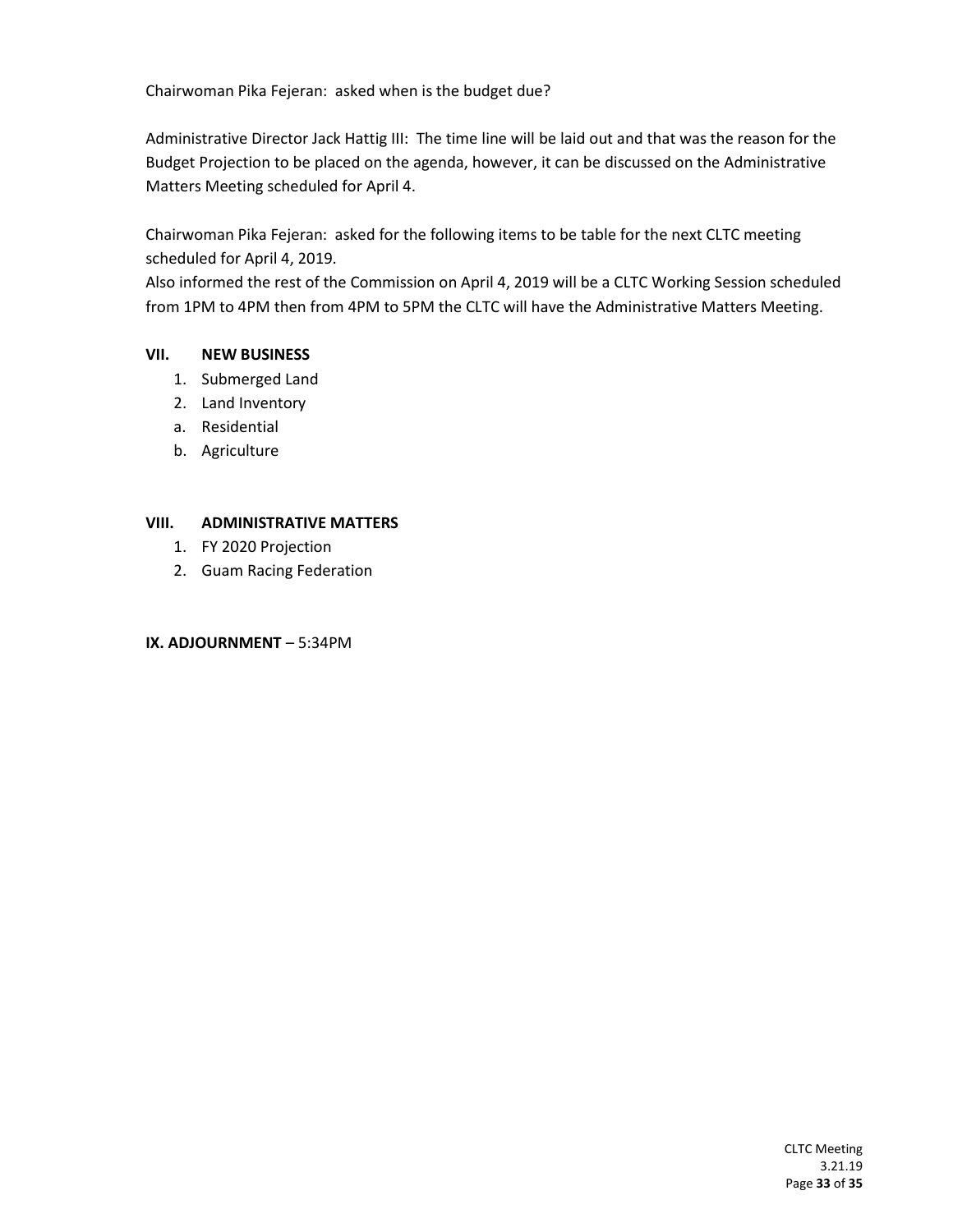Chairwoman Pika Fejeran: asked when is the budget due?

Administrative Director Jack Hattig III: The time line will be laid out and that was the reason for the Budget Projection to be placed on the agenda, however, it can be discussed on the Administrative Matters Meeting scheduled for April 4.

Chairwoman Pika Fejeran: asked for the following items to be table for the next CLTC meeting scheduled for April 4, 2019.
Also informed the rest of the Commission on April 4, 2019 will be a CLTC Working Session scheduled from 1PM to 4PM then from 4PM to 5PM the CLTC will have the Administrative Matters Meeting.

**VII. NEW BUSINESS**

1. Submerged Land
2. Land Inventory

a. Residential
b. Agriculture

**VIII. ADMINISTRATIVE MATTERS**

1. FY 2020 Projection
2. Guam Racing Federation

**IX. ADJOURNMENT** – 5:34PM